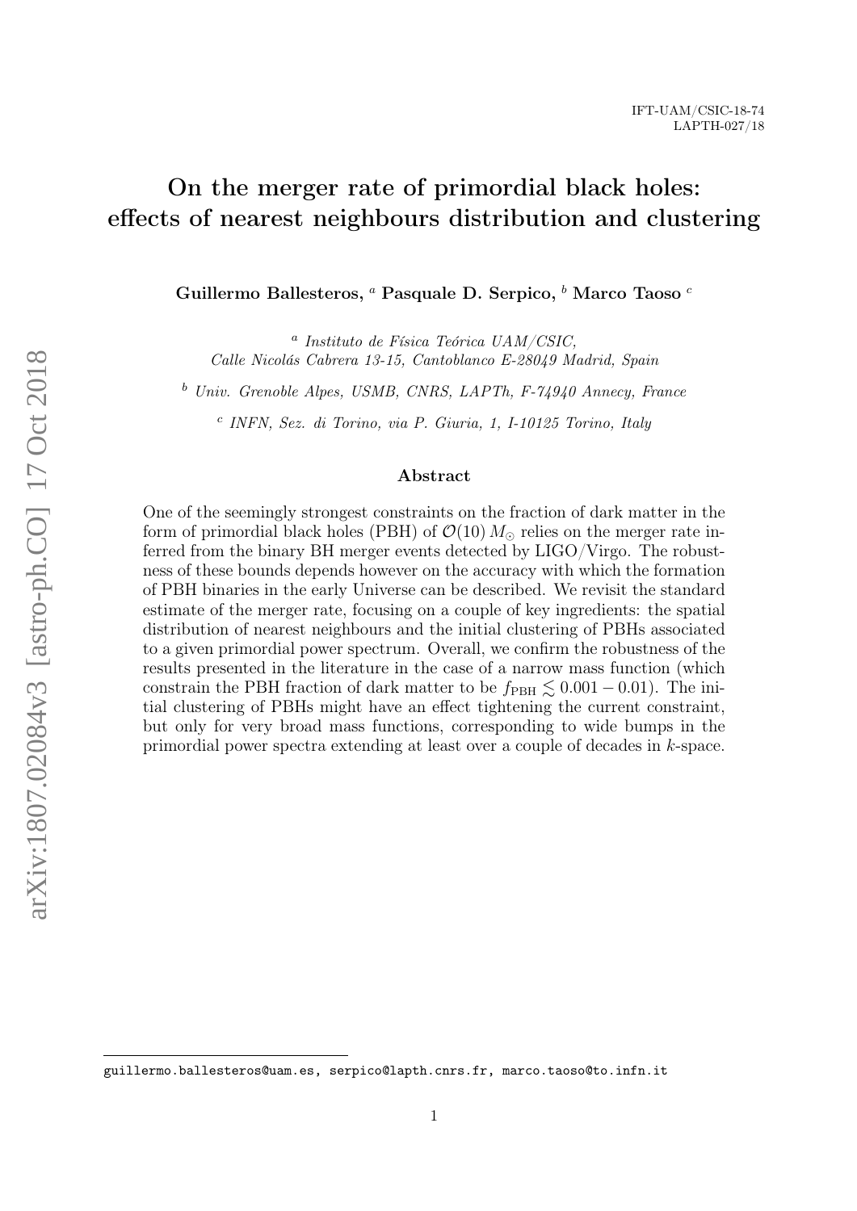IFT-UAM/CSIC-18-74
LAPTH-027/18

# On the merger rate of primordial black holes: effects of nearest neighbours distribution and clustering

**Guillermo Ballesteros,** [a] **Pasquale D. Serpico,** [b] **Marco Taoso** [c]

[a] *Instituto de Física Teórica UAM/CSIC, Calle Nicolás Cabrera 13-15, Cantoblanco E-28049 Madrid, Spain*

[b] *Univ. Grenoble Alpes, USMB, CNRS, LAPTh, F-74940 Annecy, France*

[c] *INFN, Sez. di Torino, via P. Giuria, 1, I-10125 Torino, Italy*

## Abstract

One of the seemingly strongest constraints on the fraction of dark matter in the form of primordial black holes (PBH) of $\mathcal{O}(10)\, M_\odot$ relies on the merger rate inferred from the binary BH merger events detected by LIGO/Virgo. The robustness of these bounds depends however on the accuracy with which the formation of PBH binaries in the early Universe can be described. We revisit the standard estimate of the merger rate, focusing on a couple of key ingredients: the spatial distribution of nearest neighbours and the initial clustering of PBHs associated to a given primordial power spectrum. Overall, we confirm the robustness of the results presented in the literature in the case of a narrow mass function (which constrain the PBH fraction of dark matter to be $f_{\rm PBH} \lesssim 0.001 - 0.01$). The initial clustering of PBHs might have an effect tightening the current constraint, but only for very broad mass functions, corresponding to wide bumps in the primordial power spectra extending at least over a couple of decades in $k$-space.

guillermo.ballesteros@uam.es, serpico@lapth.cnrs.fr, marco.taoso@to.infn.it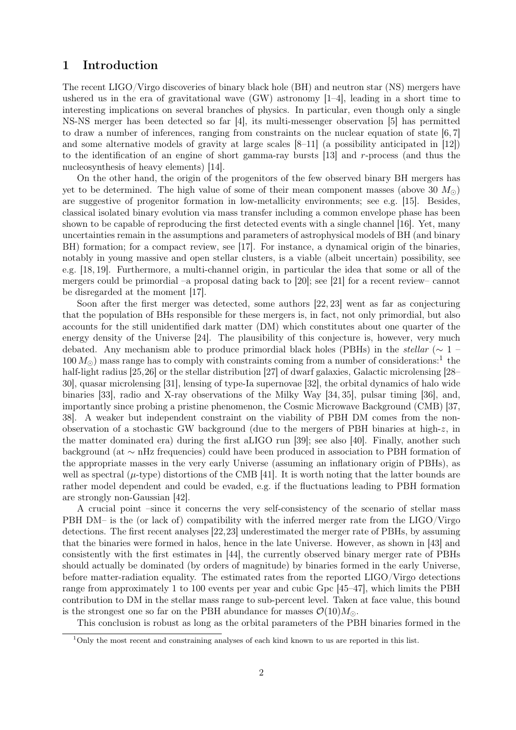# 1 Introduction

The recent LIGO/Virgo discoveries of binary black hole (BH) and neutron star (NS) mergers have ushered us in the era of gravitational wave (GW) astronomy [1–4], leading in a short time to interesting implications on several branches of physics. In particular, even though only a single NS-NS merger has been detected so far [4], its multi-messenger observation [5] has permitted to draw a number of inferences, ranging from constraints on the nuclear equation of state [6, 7] and some alternative models of gravity at large scales [8–11] (a possibility anticipated in [12]) to the identification of an engine of short gamma-ray bursts [13] and $r$-process (and thus the nucleosynthesis of heavy elements) [14].

On the other hand, the origin of the progenitors of the few observed binary BH mergers has yet to be determined. The high value of some of their mean component masses (above 30 $M_{\odot}$) are suggestive of progenitor formation in low-metallicity environments; see e.g. [15]. Besides, classical isolated binary evolution via mass transfer including a common envelope phase has been shown to be capable of reproducing the first detected events with a single channel [16]. Yet, many uncertainties remain in the assumptions and parameters of astrophysical models of BH (and binary BH) formation; for a compact review, see [17]. For instance, a dynamical origin of the binaries, notably in young massive and open stellar clusters, is a viable (albeit uncertain) possibility, see e.g. [18, 19]. Furthermore, a multi-channel origin, in particular the idea that some or all of the mergers could be primordial –a proposal dating back to [20]; see [21] for a recent review– cannot be disregarded at the moment [17].

Soon after the first merger was detected, some authors [22, 23] went as far as conjecturing that the population of BHs responsible for these mergers is, in fact, not only primordial, but also accounts for the still unidentified dark matter (DM) which constitutes about one quarter of the energy density of the Universe [24]. The plausibility of this conjecture is, however, very much debated. Any mechanism able to produce primordial black holes (PBHs) in the *stellar* ($\sim 1$ – $100\,M_{\odot}$) mass range has to comply with constraints coming from a number of considerations:[1] the half-light radius [25, 26] or the stellar distribution [27] of dwarf galaxies, Galactic microlensing [28–30], quasar microlensing [31], lensing of type-Ia supernovae [32], the orbital dynamics of halo wide binaries [33], radio and X-ray observations of the Milky Way [34, 35], pulsar timing [36], and, importantly since probing a pristine phenomenon, the Cosmic Microwave Background (CMB) [37, 38]. A weaker but independent constraint on the viability of PBH DM comes from the non-observation of a stochastic GW background (due to the mergers of PBH binaries at high-$z$, in the matter dominated era) during the first aLIGO run [39]; see also [40]. Finally, another such background (at $\sim$ nHz frequencies) could have been produced in association to PBH formation of the appropriate masses in the very early Universe (assuming an inflationary origin of PBHs), as well as spectral ($\mu$-type) distortions of the CMB [41]. It is worth noting that the latter bounds are rather model dependent and could be evaded, e.g. if the fluctuations leading to PBH formation are strongly non-Gaussian [42].

A crucial point –since it concerns the very self-consistency of the scenario of stellar mass PBH DM– is the (or lack of) compatibility with the inferred merger rate from the LIGO/Virgo detections. The first recent analyses [22,23] underestimated the merger rate of PBHs, by assuming that the binaries were formed in halos, hence in the late Universe. However, as shown in [43] and consistently with the first estimates in [44], the currently observed binary merger rate of PBHs should actually be dominated (by orders of magnitude) by binaries formed in the early Universe, before matter-radiation equality. The estimated rates from the reported LIGO/Virgo detections range from approximately 1 to 100 events per year and cubic Gpc [45–47], which limits the PBH contribution to DM in the stellar mass range to sub-percent level. Taken at face value, this bound is the strongest one so far on the PBH abundance for masses $\mathcal{O}(10)M_{\odot}$.

This conclusion is robust as long as the orbital parameters of the PBH binaries formed in the

[1] Only the most recent and constraining analyses of each kind known to us are reported in this list.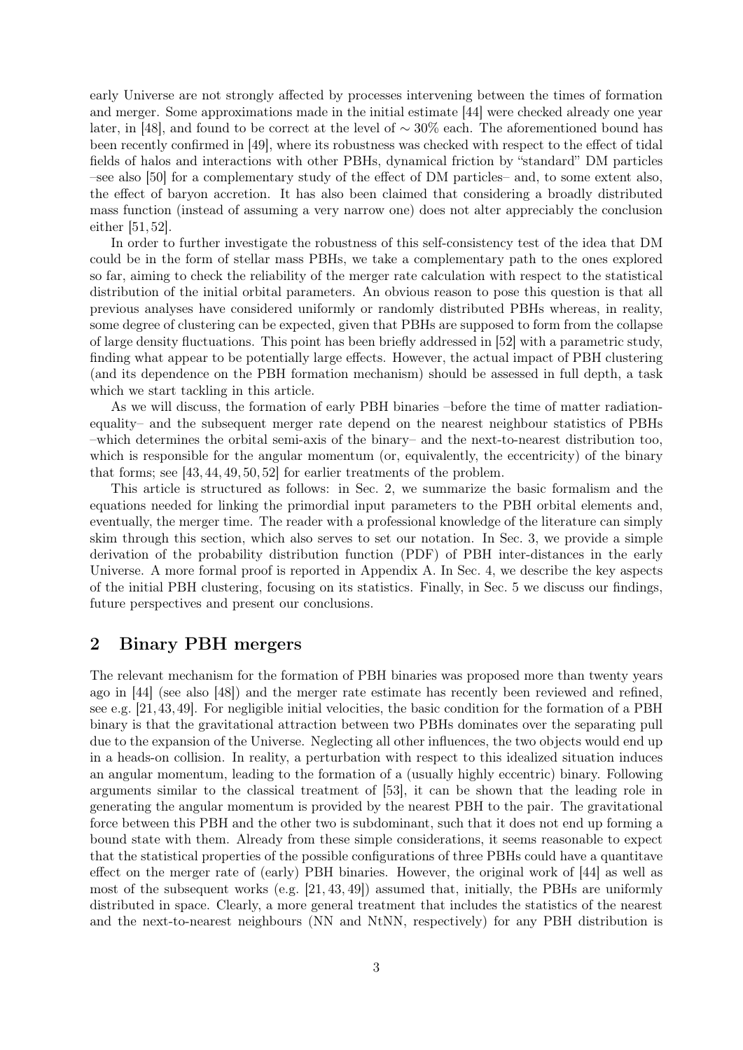early Universe are not strongly affected by processes intervening between the times of formation and merger. Some approximations made in the initial estimate [44] were checked already one year later, in [48], and found to be correct at the level of $\sim 30\%$ each. The aforementioned bound has been recently confirmed in [49], where its robustness was checked with respect to the effect of tidal fields of halos and interactions with other PBHs, dynamical friction by "standard" DM particles –see also [50] for a complementary study of the effect of DM particles– and, to some extent also, the effect of baryon accretion. It has also been claimed that considering a broadly distributed mass function (instead of assuming a very narrow one) does not alter appreciably the conclusion either [51, 52].

In order to further investigate the robustness of this self-consistency test of the idea that DM could be in the form of stellar mass PBHs, we take a complementary path to the ones explored so far, aiming to check the reliability of the merger rate calculation with respect to the statistical distribution of the initial orbital parameters. An obvious reason to pose this question is that all previous analyses have considered uniformly or randomly distributed PBHs whereas, in reality, some degree of clustering can be expected, given that PBHs are supposed to form from the collapse of large density fluctuations. This point has been briefly addressed in [52] with a parametric study, finding what appear to be potentially large effects. However, the actual impact of PBH clustering (and its dependence on the PBH formation mechanism) should be assessed in full depth, a task which we start tackling in this article.

As we will discuss, the formation of early PBH binaries –before the time of matter radiation-equality– and the subsequent merger rate depend on the nearest neighbour statistics of PBHs –which determines the orbital semi-axis of the binary– and the next-to-nearest distribution too, which is responsible for the angular momentum (or, equivalently, the eccentricity) of the binary that forms; see [43, 44, 49, 50, 52] for earlier treatments of the problem.

This article is structured as follows: in Sec. 2, we summarize the basic formalism and the equations needed for linking the primordial input parameters to the PBH orbital elements and, eventually, the merger time. The reader with a professional knowledge of the literature can simply skim through this section, which also serves to set our notation. In Sec. 3, we provide a simple derivation of the probability distribution function (PDF) of PBH inter-distances in the early Universe. A more formal proof is reported in Appendix A. In Sec. 4, we describe the key aspects of the initial PBH clustering, focusing on its statistics. Finally, in Sec. 5 we discuss our findings, future perspectives and present our conclusions.

## 2 Binary PBH mergers

The relevant mechanism for the formation of PBH binaries was proposed more than twenty years ago in [44] (see also [48]) and the merger rate estimate has recently been reviewed and refined, see e.g. [21, 43, 49]. For negligible initial velocities, the basic condition for the formation of a PBH binary is that the gravitational attraction between two PBHs dominates over the separating pull due to the expansion of the Universe. Neglecting all other influences, the two objects would end up in a heads-on collision. In reality, a perturbation with respect to this idealized situation induces an angular momentum, leading to the formation of a (usually highly eccentric) binary. Following arguments similar to the classical treatment of [53], it can be shown that the leading role in generating the angular momentum is provided by the nearest PBH to the pair. The gravitational force between this PBH and the other two is subdominant, such that it does not end up forming a bound state with them. Already from these simple considerations, it seems reasonable to expect that the statistical properties of the possible configurations of three PBHs could have a quantitave effect on the merger rate of (early) PBH binaries. However, the original work of [44] as well as most of the subsequent works (e.g. [21, 43, 49]) assumed that, initially, the PBHs are uniformly distributed in space. Clearly, a more general treatment that includes the statistics of the nearest and the next-to-nearest neighbours (NN and NtNN, respectively) for any PBH distribution is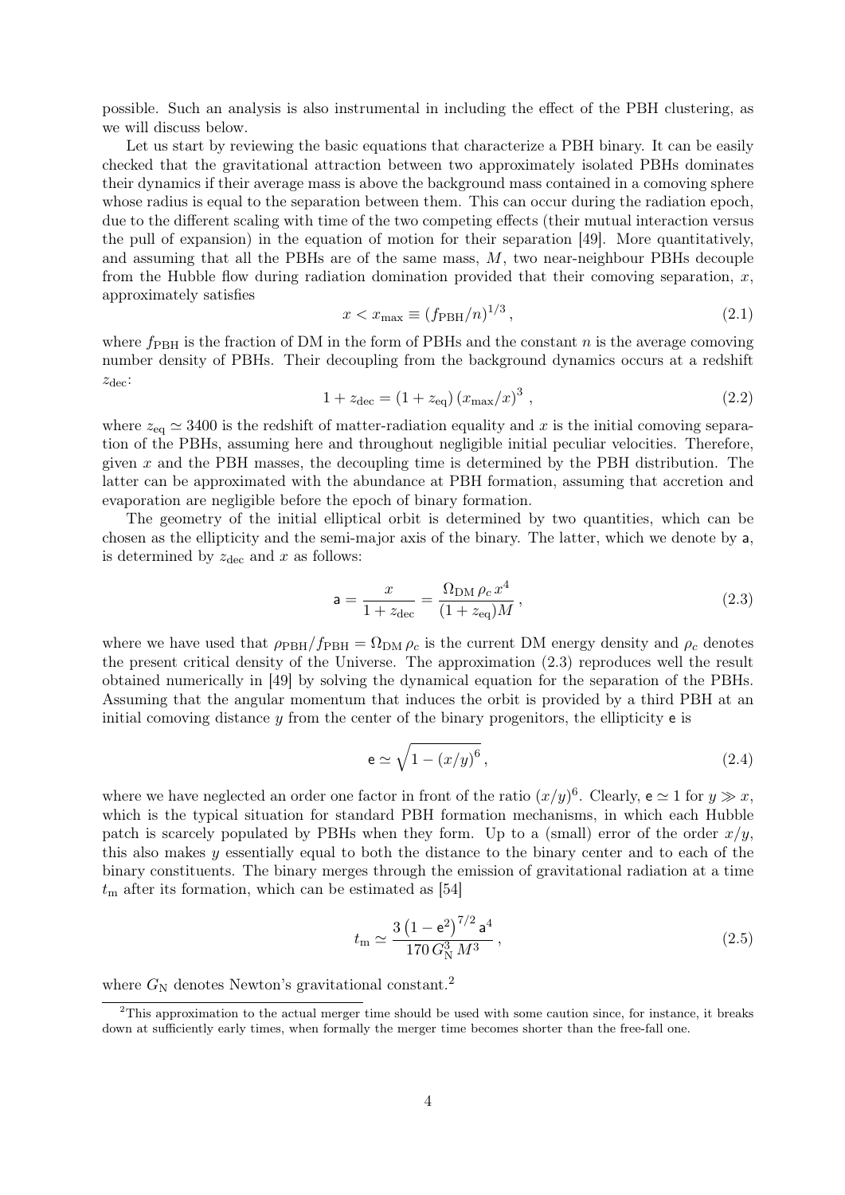possible. Such an analysis is also instrumental in including the effect of the PBH clustering, as we will discuss below.

Let us start by reviewing the basic equations that characterize a PBH binary. It can be easily checked that the gravitational attraction between two approximately isolated PBHs dominates their dynamics if their average mass is above the background mass contained in a comoving sphere whose radius is equal to the separation between them. This can occur during the radiation epoch, due to the different scaling with time of the two competing effects (their mutual interaction versus the pull of expansion) in the equation of motion for their separation [49]. More quantitatively, and assuming that all the PBHs are of the same mass, $M$, two near-neighbour PBHs decouple from the Hubble flow during radiation domination provided that their comoving separation, $x$, approximately satisfies

$$x < x_{\max} \equiv (f_{\rm PBH}/n)^{1/3}\,, \tag{2.1}$$

where $f_{\rm PBH}$ is the fraction of DM in the form of PBHs and the constant $n$ is the average comoving number density of PBHs. Their decoupling from the background dynamics occurs at a redshift $z_{\rm dec}$:

$$1 + z_{\rm dec} = (1 + z_{\rm eq})\,(x_{\max}/x)^3\,, \tag{2.2}$$

where $z_{\rm eq} \simeq 3400$ is the redshift of matter-radiation equality and $x$ is the initial comoving separation of the PBHs, assuming here and throughout negligible initial peculiar velocities. Therefore, given $x$ and the PBH masses, the decoupling time is determined by the PBH distribution. The latter can be approximated with the abundance at PBH formation, assuming that accretion and evaporation are negligible before the epoch of binary formation.

The geometry of the initial elliptical orbit is determined by two quantities, which can be chosen as the ellipticity and the semi-major axis of the binary. The latter, which we denote by $\mathsf{a}$, is determined by $z_{\rm dec}$ and $x$ as follows:

$$\mathsf{a} = \frac{x}{1 + z_{\rm dec}} = \frac{\Omega_{\rm DM}\,\rho_c\,x^4}{(1 + z_{\rm eq})M}\,, \tag{2.3}$$

where we have used that $\rho_{\rm PBH}/f_{\rm PBH} = \Omega_{\rm DM}\,\rho_c$ is the current DM energy density and $\rho_c$ denotes the present critical density of the Universe. The approximation (2.3) reproduces well the result obtained numerically in [49] by solving the dynamical equation for the separation of the PBHs. Assuming that the angular momentum that induces the orbit is provided by a third PBH at an initial comoving distance $y$ from the center of the binary progenitors, the ellipticity $\mathsf{e}$ is

$$\mathsf{e} \simeq \sqrt{1 - (x/y)^6}\,, \tag{2.4}$$

where we have neglected an order one factor in front of the ratio $(x/y)^6$. Clearly, $\mathsf{e} \simeq 1$ for $y \gg x$, which is the typical situation for standard PBH formation mechanisms, in which each Hubble patch is scarcely populated by PBHs when they form. Up to a (small) error of the order $x/y$, this also makes $y$ essentially equal to both the distance to the binary center and to each of the binary constituents. The binary merges through the emission of gravitational radiation at a time $t_{\rm m}$ after its formation, which can be estimated as [54]

$$t_{\rm m} \simeq \frac{3\left(1 - \mathsf{e}^2\right)^{7/2}\mathsf{a}^4}{170\,G_{\rm N}^3\,M^3}\,, \tag{2.5}$$

where $G_{\rm N}$ denotes Newton's gravitational constant.[2]

[2] This approximation to the actual merger time should be used with some caution since, for instance, it breaks down at sufficiently early times, when formally the merger time becomes shorter than the free-fall one.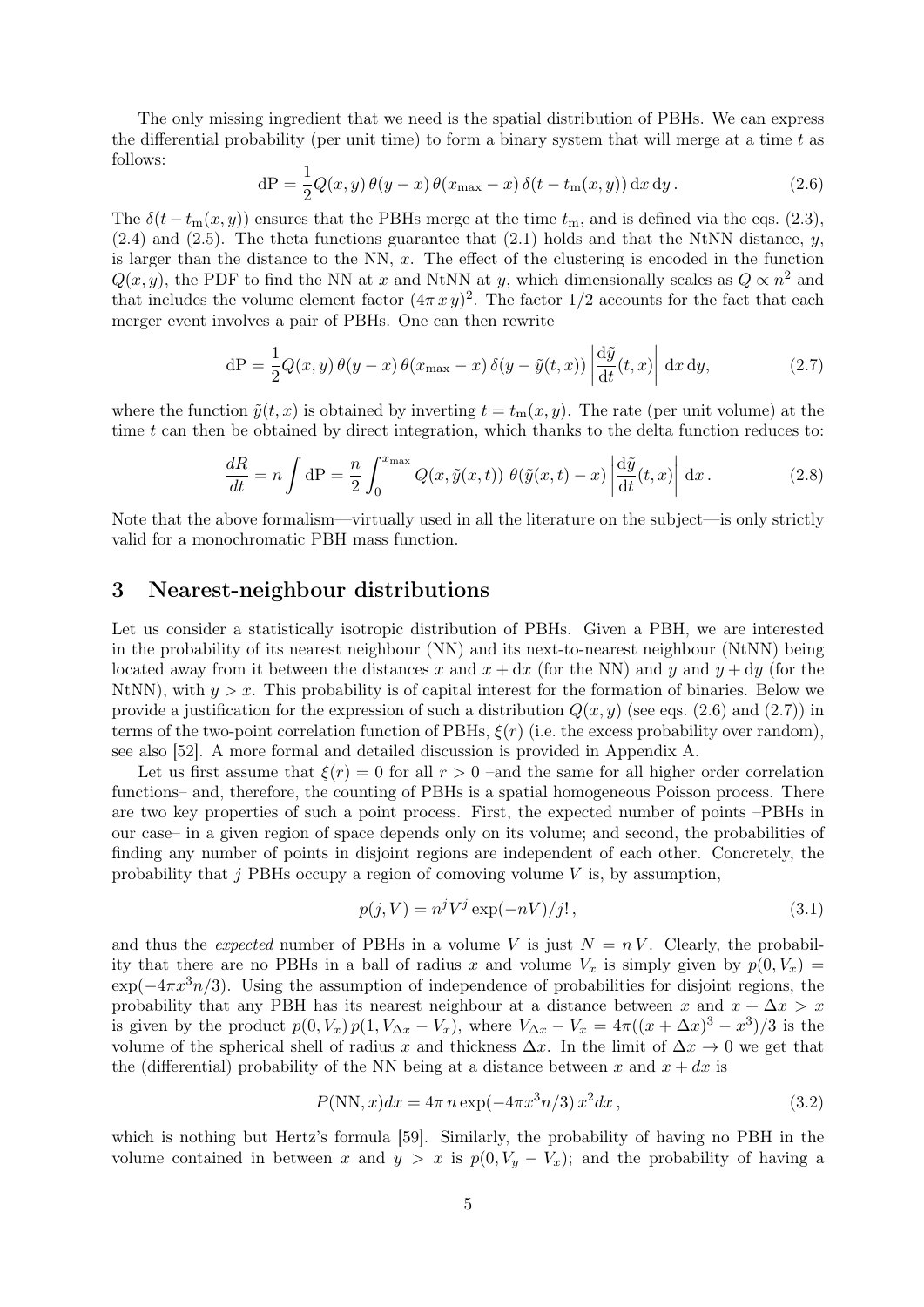The only missing ingredient that we need is the spatial distribution of PBHs. We can express the differential probability (per unit time) to form a binary system that will merge at a time $t$ as follows:

$$\mathrm{dP} = \frac{1}{2} Q(x,y)\, \theta(y-x)\, \theta(x_{\max} - x)\, \delta(t - t_{\rm m}(x,y))\, \mathrm{d}x\, \mathrm{d}y\,. \tag{2.6}$$

The $\delta(t - t_{\rm m}(x,y))$ ensures that the PBHs merge at the time $t_{\rm m}$, and is defined via the eqs. (2.3), (2.4) and (2.5). The theta functions guarantee that (2.1) holds and that the NtNN distance, $y$, is larger than the distance to the NN, $x$. The effect of the clustering is encoded in the function $Q(x,y)$, the PDF to find the NN at $x$ and NtNN at $y$, which dimensionally scales as $Q \propto n^2$ and that includes the volume element factor $(4\pi\, x\, y)^2$. The factor $1/2$ accounts for the fact that each merger event involves a pair of PBHs. One can then rewrite

$$\mathrm{dP} = \frac{1}{2} Q(x,y)\, \theta(y-x)\, \theta(x_{\max} - x)\, \delta(y - \tilde{y}(t,x)) \left| \frac{\mathrm{d}\tilde{y}}{\mathrm{d}t}(t,x) \right| \mathrm{d}x\, \mathrm{d}y, \tag{2.7}$$

where the function $\tilde{y}(t,x)$ is obtained by inverting $t = t_{\rm m}(x,y)$. The rate (per unit volume) at the time $t$ can then be obtained by direct integration, which thanks to the delta function reduces to:

$$\frac{dR}{dt} = n \int \mathrm{dP} = \frac{n}{2} \int_0^{x_{\max}} Q(x, \tilde{y}(x,t))\; \theta(\tilde{y}(x,t) - x) \left| \frac{\mathrm{d}\tilde{y}}{\mathrm{d}t}(t,x) \right| \mathrm{d}x\,. \tag{2.8}$$

Note that the above formalism—virtually used in all the literature on the subject—is only strictly valid for a monochromatic PBH mass function.

# 3 Nearest-neighbour distributions

Let us consider a statistically isotropic distribution of PBHs. Given a PBH, we are interested in the probability of its nearest neighbour (NN) and its next-to-nearest neighbour (NtNN) being located away from it between the distances $x$ and $x + \mathrm{d}x$ (for the NN) and $y$ and $y + \mathrm{d}y$ (for the NtNN), with $y > x$. This probability is of capital interest for the formation of binaries. Below we provide a justification for the expression of such a distribution $Q(x,y)$ (see eqs. (2.6) and (2.7)) in terms of the two-point correlation function of PBHs, $\xi(r)$ (i.e. the excess probability over random), see also [52]. A more formal and detailed discussion is provided in Appendix A.

Let us first assume that $\xi(r) = 0$ for all $r > 0$ –and the same for all higher order correlation functions– and, therefore, the counting of PBHs is a spatial homogeneous Poisson process. There are two key properties of such a point process. First, the expected number of points –PBHs in our case– in a given region of space depends only on its volume; and second, the probabilities of finding any number of points in disjoint regions are independent of each other. Concretely, the probability that $j$ PBHs occupy a region of comoving volume $V$ is, by assumption,

$$p(j,V) = n^j V^j \exp(-nV)/j!\,, \tag{3.1}$$

and thus the *expected* number of PBHs in a volume $V$ is just $N = n\,V$. Clearly, the probability that there are no PBHs in a ball of radius $x$ and volume $V_x$ is simply given by $p(0, V_x) = \exp(-4\pi x^3 n/3)$. Using the assumption of independence of probabilities for disjoint regions, the probability that any PBH has its nearest neighbour at a distance between $x$ and $x + \Delta x > x$ is given by the product $p(0, V_x)\, p(1, V_{\Delta x} - V_x)$, where $V_{\Delta x} - V_x = 4\pi((x+\Delta x)^3 - x^3)/3$ is the volume of the spherical shell of radius $x$ and thickness $\Delta x$. In the limit of $\Delta x \to 0$ we get that the (differential) probability of the NN being at a distance between $x$ and $x + dx$ is

$$P(\mathrm{NN}, x) dx = 4\pi\, n \exp(-4\pi x^3 n/3)\, x^2 dx\,, \tag{3.2}$$

which is nothing but Hertz's formula [59]. Similarly, the probability of having no PBH in the volume contained in between $x$ and $y > x$ is $p(0, V_y - V_x)$; and the probability of having a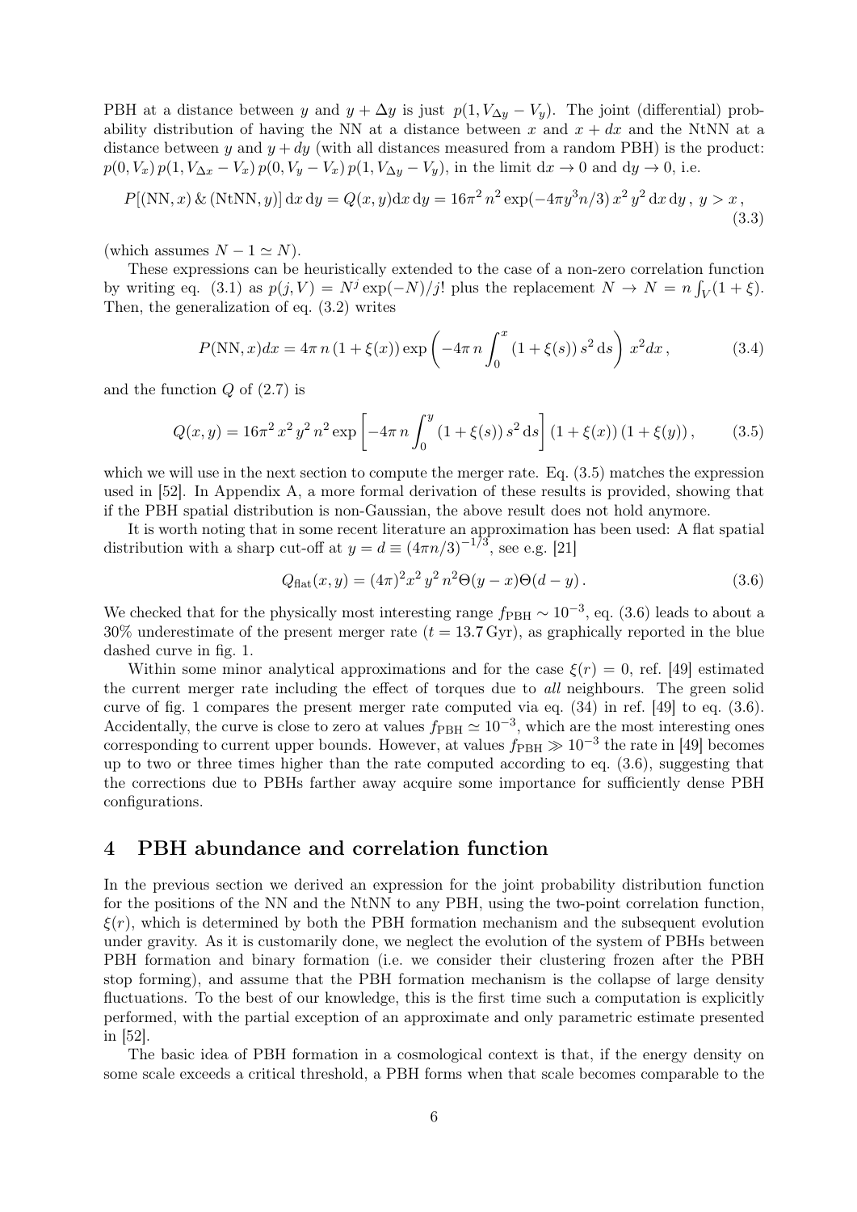PBH at a distance between $y$ and $y + \Delta y$ is just $p(1, V_{\Delta y} - V_y)$. The joint (differential) probability distribution of having the NN at a distance between $x$ and $x + dx$ and the NtNN at a distance between $y$ and $y + dy$ (with all distances measured from a random PBH) is the product: $p(0, V_x)\, p(1, V_{\Delta x} - V_x)\, p(0, V_y - V_x)\, p(1, V_{\Delta y} - V_y)$, in the limit $\mathrm{d}x \to 0$ and $\mathrm{d}y \to 0$, i.e.

$$P[(\mathrm{NN}, x)\,\&\,(\mathrm{NtNN}, y)]\,\mathrm{d}x\,\mathrm{d}y = Q(x, y)\mathrm{d}x\,\mathrm{d}y = 16\pi^2\, n^2 \exp(-4\pi y^3 n/3)\, x^2\, y^2\, \mathrm{d}x\,\mathrm{d}y\,,\ y > x\,, \tag{3.3}$$

(which assumes $N - 1 \simeq N$).

These expressions can be heuristically extended to the case of a non-zero correlation function by writing eq. (3.1) as $p(j, V) = N^j \exp(-N)/j!$ plus the replacement $N \to N = n \int_V (1 + \xi)$. Then, the generalization of eq. (3.2) writes

$$P(\mathrm{NN}, x)dx = 4\pi\, n\, (1 + \xi(x)) \exp\left(-4\pi\, n \int_0^x (1 + \xi(s))\, s^2\, \mathrm{d}s\right) x^2 dx\,, \tag{3.4}$$

and the function $Q$ of (2.7) is

$$Q(x, y) = 16\pi^2\, x^2\, y^2\, n^2 \exp\left[-4\pi\, n \int_0^y (1 + \xi(s))\, s^2\, \mathrm{d}s\right] (1 + \xi(x))\, (1 + \xi(y))\,, \tag{3.5}$$

which we will use in the next section to compute the merger rate. Eq. (3.5) matches the expression used in [52]. In Appendix A, a more formal derivation of these results is provided, showing that if the PBH spatial distribution is non-Gaussian, the above result does not hold anymore.

It is worth noting that in some recent literature an approximation has been used: A flat spatial distribution with a sharp cut-off at $y = d \equiv (4\pi n/3)^{-1/3}$, see e.g. [21]

$$Q_{\mathrm{flat}}(x, y) = (4\pi)^2 x^2\, y^2\, n^2 \Theta(y - x)\Theta(d - y)\,. \tag{3.6}$$

We checked that for the physically most interesting range $f_{\mathrm{PBH}} \sim 10^{-3}$, eq. (3.6) leads to about a 30% underestimate of the present merger rate ($t = 13.7\,\mathrm{Gyr}$), as graphically reported in the blue dashed curve in fig. 1.

Within some minor analytical approximations and for the case $\xi(r) = 0$, ref. [49] estimated the current merger rate including the effect of torques due to *all* neighbours. The green solid curve of fig. 1 compares the present merger rate computed via eq. (34) in ref. [49] to eq. (3.6). Accidentally, the curve is close to zero at values $f_{\mathrm{PBH}} \simeq 10^{-3}$, which are the most interesting ones corresponding to current upper bounds. However, at values $f_{\mathrm{PBH}} \gg 10^{-3}$ the rate in [49] becomes up to two or three times higher than the rate computed according to eq. (3.6), suggesting that the corrections due to PBHs farther away acquire some importance for sufficiently dense PBH configurations.

## 4 PBH abundance and correlation function

In the previous section we derived an expression for the joint probability distribution function for the positions of the NN and the NtNN to any PBH, using the two-point correlation function, $\xi(r)$, which is determined by both the PBH formation mechanism and the subsequent evolution under gravity. As it is customarily done, we neglect the evolution of the system of PBHs between PBH formation and binary formation (i.e. we consider their clustering frozen after the PBH stop forming), and assume that the PBH formation mechanism is the collapse of large density fluctuations. To the best of our knowledge, this is the first time such a computation is explicitly performed, with the partial exception of an approximate and only parametric estimate presented in [52].

The basic idea of PBH formation in a cosmological context is that, if the energy density on some scale exceeds a critical threshold, a PBH forms when that scale becomes comparable to the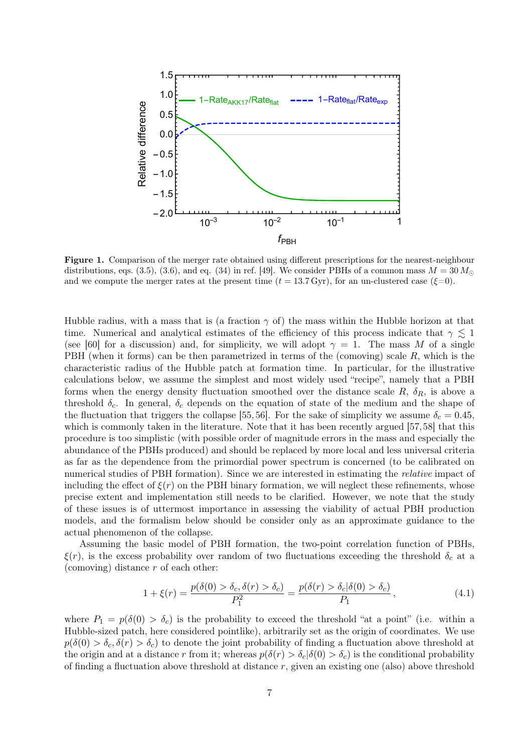**Figure 1.** Comparison of the merger rate obtained using different prescriptions for the nearest-neighbour distributions, eqs. (3.5), (3.6), and eq. (34) in ref. [49]. We consider PBHs of a common mass $M = 30\,M_\odot$ and we compute the merger rates at the present time ($t = 13.7\,\mathrm{Gyr}$), for an un-clustered case ($\xi$=0).

Hubble radius, with a mass that is (a fraction $\gamma$ of) the mass within the Hubble horizon at that time. Numerical and analytical estimates of the efficiency of this process indicate that $\gamma \lesssim 1$ (see [60] for a discussion) and, for simplicity, we will adopt $\gamma = 1$. The mass $M$ of a single PBH (when it forms) can be then parametrized in terms of the (comoving) scale $R$, which is the characteristic radius of the Hubble patch at formation time. In particular, for the illustrative calculations below, we assume the simplest and most widely used "recipe", namely that a PBH forms when the energy density fluctuation smoothed over the distance scale $R$, $\delta_R$, is above a threshold $\delta_c$. In general, $\delta_c$ depends on the equation of state of the medium and the shape of the fluctuation that triggers the collapse [55, 56]. For the sake of simplicity we assume $\delta_c = 0.45$, which is commonly taken in the literature. Note that it has been recently argued [57, 58] that this procedure is too simplistic (with possible order of magnitude errors in the mass and especially the abundance of the PBHs produced) and should be replaced by more local and less universal criteria as far as the dependence from the primordial power spectrum is concerned (to be calibrated on numerical studies of PBH formation). Since we are interested in estimating the *relative* impact of including the effect of $\xi(r)$ on the PBH binary formation, we will neglect these refinements, whose precise extent and implementation still needs to be clarified. However, we note that the study of these issues is of uttermost importance in assessing the viability of actual PBH production models, and the formalism below should be consider only as an approximate guidance to the actual phenomenon of the collapse.

Assuming the basic model of PBH formation, the two-point correlation function of PBHs, $\xi(r)$, is the excess probability over random of two fluctuations exceeding the threshold $\delta_c$ at a (comoving) distance $r$ of each other:

$$1 + \xi(r) = \frac{p(\delta(0) > \delta_c, \delta(r) > \delta_c)}{P_1^2} = \frac{p(\delta(r) > \delta_c | \delta(0) > \delta_c)}{P_1}\,, \tag{4.1}$$

where $P_1 = p(\delta(0) > \delta_c)$ is the probability to exceed the threshold "at a point" (i.e. within a Hubble-sized patch, here considered pointlike), arbitrarily set as the origin of coordinates. We use $p(\delta(0) > \delta_c, \delta(r) > \delta_c)$ to denote the joint probability of finding a fluctuation above threshold at the origin and at a distance $r$ from it; whereas $p(\delta(r) > \delta_c | \delta(0) > \delta_c)$ is the conditional probability of finding a fluctuation above threshold at distance $r$, given an existing one (also) above threshold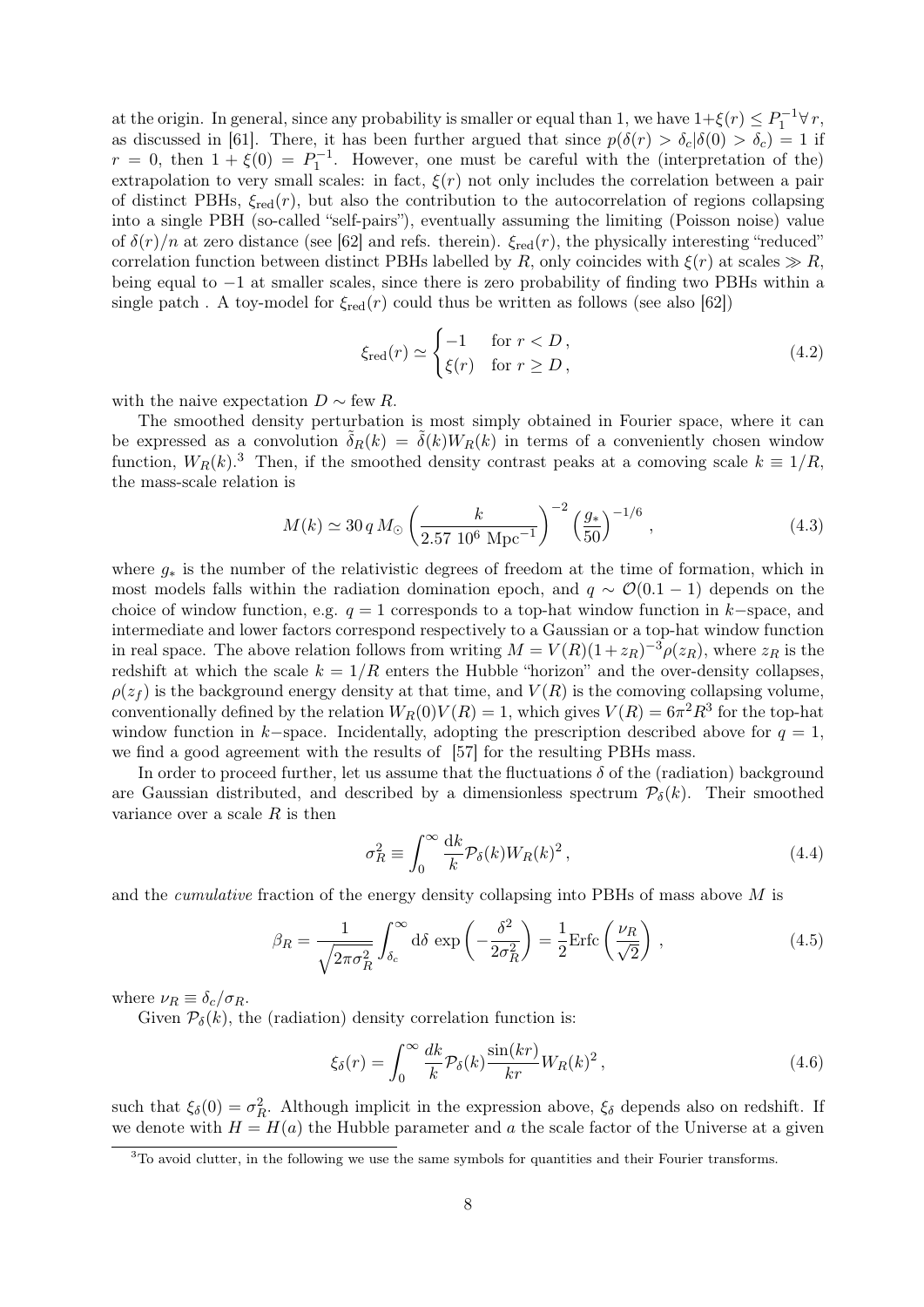at the origin. In general, since any probability is smaller or equal than 1, we have $1+\xi(r) \leq P_1^{-1} \forall\, r$, as discussed in [61]. There, it has been further argued that since $p(\delta(r) > \delta_c | \delta(0) > \delta_c) = 1$ if $r = 0$, then $1 + \xi(0) = P_1^{-1}$. However, one must be careful with the (interpretation of the) extrapolation to very small scales: in fact, $\xi(r)$ not only includes the correlation between a pair of distinct PBHs, $\xi_{\rm red}(r)$, but also the contribution to the autocorrelation of regions collapsing into a single PBH (so-called "self-pairs"), eventually assuming the limiting (Poisson noise) value of $\delta(r)/n$ at zero distance (see [62] and refs. therein). $\xi_{\rm red}(r)$, the physically interesting "reduced" correlation function between distinct PBHs labelled by $R$, only coincides with $\xi(r)$ at scales $\gg R$, being equal to $-1$ at smaller scales, since there is zero probability of finding two PBHs within a single patch . A toy-model for $\xi_{\rm red}(r)$ could thus be written as follows (see also [62])

$$\xi_{\rm red}(r) \simeq \begin{cases} -1 & \text{for } r < D\,, \\ \xi(r) & \text{for } r \geq D\,, \end{cases} \tag{4.2}$$

with the naive expectation $D \sim$ few $R$.

The smoothed density perturbation is most simply obtained in Fourier space, where it can be expressed as a convolution $\tilde{\delta}_R(k) = \tilde{\delta}(k) W_R(k)$ in terms of a conveniently chosen window function, $W_R(k)$.[3] Then, if the smoothed density contrast peaks at a comoving scale $k \equiv 1/R$, the mass-scale relation is

$$M(k) \simeq 30\, q\, M_\odot \left(\frac{k}{2.57\ 10^6\ {\rm Mpc}^{-1}}\right)^{-2} \left(\frac{g_*}{50}\right)^{-1/6}\,, \tag{4.3}$$

where $g_*$ is the number of the relativistic degrees of freedom at the time of formation, which in most models falls within the radiation domination epoch, and $q \sim \mathcal{O}(0.1-1)$ depends on the choice of window function, e.g. $q = 1$ corresponds to a top-hat window function in $k-$space, and intermediate and lower factors correspond respectively to a Gaussian or a top-hat window function in real space. The above relation follows from writing $M = V(R)(1+z_R)^{-3}\rho(z_R)$, where $z_R$ is the redshift at which the scale $k = 1/R$ enters the Hubble "horizon" and the over-density collapses, $\rho(z_f)$ is the background energy density at that time, and $V(R)$ is the comoving collapsing volume, conventionally defined by the relation $W_R(0)V(R) = 1$, which gives $V(R) = 6\pi^2 R^3$ for the top-hat window function in $k-$space. Incidentally, adopting the prescription described above for $q = 1$, we find a good agreement with the results of [57] for the resulting PBHs mass.

In order to proceed further, let us assume that the fluctuations $\delta$ of the (radiation) background are Gaussian distributed, and described by a dimensionless spectrum $\mathcal{P}_\delta(k)$. Their smoothed variance over a scale $R$ is then

$$\sigma_R^2 \equiv \int_0^\infty \frac{{\rm d}k}{k} \mathcal{P}_\delta(k) W_R(k)^2\,, \tag{4.4}$$

and the *cumulative* fraction of the energy density collapsing into PBHs of mass above $M$ is

$$\beta_R = \frac{1}{\sqrt{2\pi\sigma_R^2}} \int_{\delta_c}^\infty {\rm d}\delta\, \exp\left(-\frac{\delta^2}{2\sigma_R^2}\right) = \frac{1}{2}{\rm Erfc}\left(\frac{\nu_R}{\sqrt{2}}\right)\,, \tag{4.5}$$

where $\nu_R \equiv \delta_c/\sigma_R$.

Given $\mathcal{P}_\delta(k)$, the (radiation) density correlation function is:

$$\xi_\delta(r) = \int_0^\infty \frac{dk}{k} \mathcal{P}_\delta(k) \frac{\sin(kr)}{kr} W_R(k)^2\,, \tag{4.6}$$

such that $\xi_\delta(0) = \sigma_R^2$. Although implicit in the expression above, $\xi_\delta$ depends also on redshift. If we denote with $H = H(a)$ the Hubble parameter and $a$ the scale factor of the Universe at a given

[3] To avoid clutter, in the following we use the same symbols for quantities and their Fourier transforms.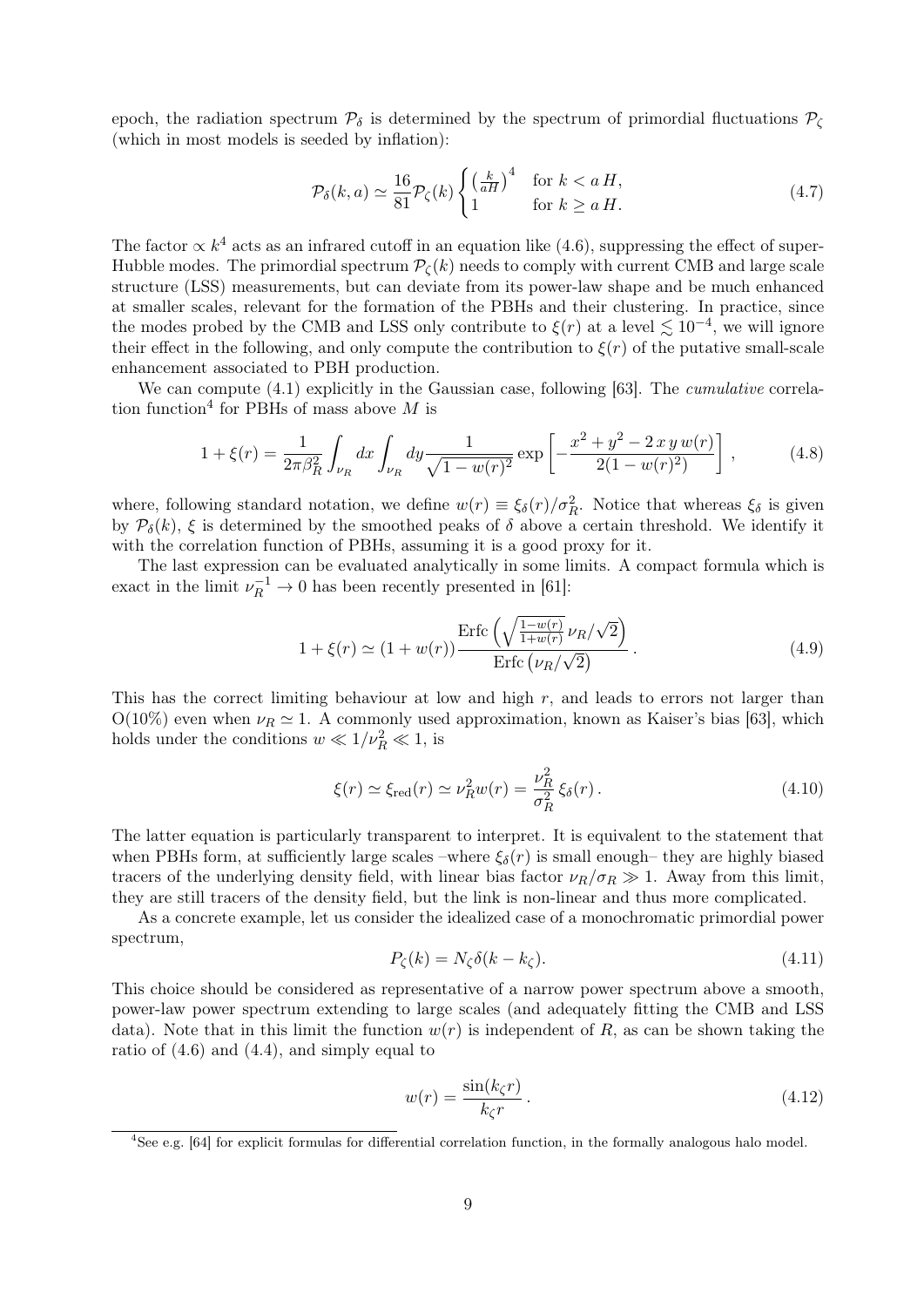epoch, the radiation spectrum $\mathcal{P}_\delta$ is determined by the spectrum of primordial fluctuations $\mathcal{P}_\zeta$ (which in most models is seeded by inflation):

$$\mathcal{P}_\delta(k,a) \simeq \frac{16}{81}\mathcal{P}_\zeta(k)\begin{cases} \left(\frac{k}{aH}\right)^4 & \text{for } k < a\,H, \\ 1 & \text{for } k \geq a\,H. \end{cases} \tag{4.7}$$

The factor $\propto k^4$ acts as an infrared cutoff in an equation like (4.6), suppressing the effect of super-Hubble modes. The primordial spectrum $\mathcal{P}_\zeta(k)$ needs to comply with current CMB and large scale structure (LSS) measurements, but can deviate from its power-law shape and be much enhanced at smaller scales, relevant for the formation of the PBHs and their clustering. In practice, since the modes probed by the CMB and LSS only contribute to $\xi(r)$ at a level $\lesssim 10^{-4}$, we will ignore their effect in the following, and only compute the contribution to $\xi(r)$ of the putative small-scale enhancement associated to PBH production.

We can compute (4.1) explicitly in the Gaussian case, following [63]. The *cumulative* correlation function[4] for PBHs of mass above $M$ is

$$1+\xi(r) = \frac{1}{2\pi\beta_R^2}\int_{\nu_R} dx \int_{\nu_R} dy \frac{1}{\sqrt{1-w(r)^2}}\exp\left[-\frac{x^2+y^2-2\,x\,y\,w(r)}{2(1-w(r)^2)}\right], \tag{4.8}$$

where, following standard notation, we define $w(r) \equiv \xi_\delta(r)/\sigma_R^2$. Notice that whereas $\xi_\delta$ is given by $\mathcal{P}_\delta(k)$, $\xi$ is determined by the smoothed peaks of $\delta$ above a certain threshold. We identify it with the correlation function of PBHs, assuming it is a good proxy for it.

The last expression can be evaluated analytically in some limits. A compact formula which is exact in the limit $\nu_R^{-1} \to 0$ has been recently presented in [61]:

$$1+\xi(r) \simeq (1+w(r))\frac{\text{Erfc}\left(\sqrt{\frac{1-w(r)}{1+w(r)}}\,\nu_R/\sqrt{2}\right)}{\text{Erfc}\left(\nu_R/\sqrt{2}\right)}. \tag{4.9}$$

This has the correct limiting behaviour at low and high $r$, and leads to errors not larger than O(10%) even when $\nu_R \simeq 1$. A commonly used approximation, known as Kaiser's bias [63], which holds under the conditions $w \ll 1/\nu_R^2 \ll 1$, is

$$\xi(r) \simeq \xi_{\text{red}}(r) \simeq \nu_R^2 w(r) = \frac{\nu_R^2}{\sigma_R^2}\,\xi_\delta(r). \tag{4.10}$$

The latter equation is particularly transparent to interpret. It is equivalent to the statement that when PBHs form, at sufficiently large scales –where $\xi_\delta(r)$ is small enough– they are highly biased tracers of the underlying density field, with linear bias factor $\nu_R/\sigma_R \gg 1$. Away from this limit, they are still tracers of the density field, but the link is non-linear and thus more complicated.

As a concrete example, let us consider the idealized case of a monochromatic primordial power spectrum,

$$P_\zeta(k) = N_\zeta \delta(k-k_\zeta). \tag{4.11}$$

This choice should be considered as representative of a narrow power spectrum above a smooth, power-law power spectrum extending to large scales (and adequately fitting the CMB and LSS data). Note that in this limit the function $w(r)$ is independent of $R$, as can be shown taking the ratio of (4.6) and (4.4), and simply equal to

$$w(r) = \frac{\sin(k_\zeta r)}{k_\zeta r}. \tag{4.12}$$

[4] See e.g. [64] for explicit formulas for differential correlation function, in the formally analogous halo model.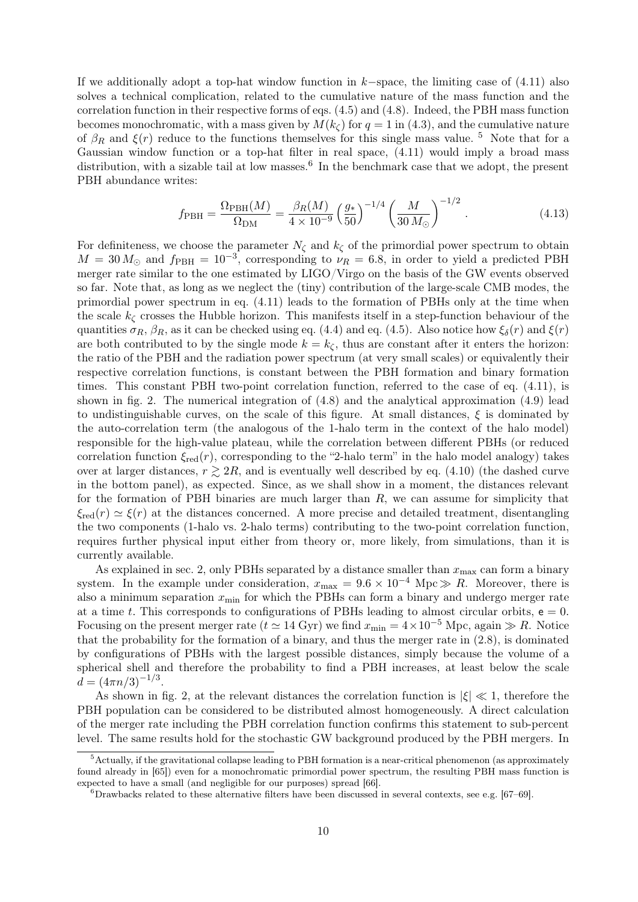If we additionally adopt a top-hat window function in $k-$space, the limiting case of (4.11) also solves a technical complication, related to the cumulative nature of the mass function and the correlation function in their respective forms of eqs. (4.5) and (4.8). Indeed, the PBH mass function becomes monochromatic, with a mass given by $M(k_\zeta)$ for $q = 1$ in (4.3), and the cumulative nature of $\beta_R$ and $\xi(r)$ reduce to the functions themselves for this single mass value. [5] Note that for a Gaussian window function or a top-hat filter in real space, (4.11) would imply a broad mass distribution, with a sizable tail at low masses.[6] In the benchmark case that we adopt, the present PBH abundance writes:

$$f_{\rm PBH} = \frac{\Omega_{\rm PBH}(M)}{\Omega_{\rm DM}} = \frac{\beta_R(M)}{4\times 10^{-9}} \left(\frac{g_*}{50}\right)^{-1/4} \left(\frac{M}{30\, M_\odot}\right)^{-1/2} . \tag{4.13}$$

For definiteness, we choose the parameter $N_\zeta$ and $k_\zeta$ of the primordial power spectrum to obtain $M = 30\, M_\odot$ and $f_{\rm PBH} = 10^{-3}$, corresponding to $\nu_R = 6.8$, in order to yield a predicted PBH merger rate similar to the one estimated by LIGO/Virgo on the basis of the GW events observed so far. Note that, as long as we neglect the (tiny) contribution of the large-scale CMB modes, the primordial power spectrum in eq. (4.11) leads to the formation of PBHs only at the time when the scale $k_\zeta$ crosses the Hubble horizon. This manifests itself in a step-function behaviour of the quantities $\sigma_R$, $\beta_R$, as it can be checked using eq. (4.4) and eq. (4.5). Also notice how $\xi_\delta(r)$ and $\xi(r)$ are both contributed to by the single mode $k = k_\zeta$, thus are constant after it enters the horizon: the ratio of the PBH and the radiation power spectrum (at very small scales) or equivalently their respective correlation functions, is constant between the PBH formation and binary formation times. This constant PBH two-point correlation function, referred to the case of eq. (4.11), is shown in fig. 2. The numerical integration of (4.8) and the analytical approximation (4.9) lead to undistinguishable curves, on the scale of this figure. At small distances, $\xi$ is dominated by the auto-correlation term (the analogous of the 1-halo term in the context of the halo model) responsible for the high-value plateau, while the correlation between different PBHs (or reduced correlation function $\xi_{\rm red}(r)$, corresponding to the "2-halo term" in the halo model analogy) takes over at larger distances, $r \gtrsim 2R$, and is eventually well described by eq. (4.10) (the dashed curve in the bottom panel), as expected. Since, as we shall show in a moment, the distances relevant for the formation of PBH binaries are much larger than $R$, we can assume for simplicity that $\xi_{\rm red}(r) \simeq \xi(r)$ at the distances concerned. A more precise and detailed treatment, disentangling the two components (1-halo vs. 2-halo terms) contributing to the two-point correlation function, requires further physical input either from theory or, more likely, from simulations, than it is currently available.

As explained in sec. 2, only PBHs separated by a distance smaller than $x_{\rm max}$ can form a binary system. In the example under consideration, $x_{\rm max} = 9.6 \times 10^{-4}$ Mpc $\gg R$. Moreover, there is also a minimum separation $x_{\rm min}$ for which the PBHs can form a binary and undergo merger rate at a time $t$. This corresponds to configurations of PBHs leading to almost circular orbits, $\mathsf{e} = 0$. Focusing on the present merger rate ($t \simeq 14$ Gyr) we find $x_{\rm min} = 4\times 10^{-5}$ Mpc, again $\gg R$. Notice that the probability for the formation of a binary, and thus the merger rate in (2.8), is dominated by configurations of PBHs with the largest possible distances, simply because the volume of a spherical shell and therefore the probability to find a PBH increases, at least below the scale $d = (4\pi n/3)^{-1/3}$.

As shown in fig. 2, at the relevant distances the correlation function is $|\xi| \ll 1$, therefore the PBH population can be considered to be distributed almost homogeneously. A direct calculation of the merger rate including the PBH correlation function confirms this statement to sub-percent level. The same results hold for the stochastic GW background produced by the PBH mergers. In

[5] Actually, if the gravitational collapse leading to PBH formation is a near-critical phenomenon (as approximately found already in [65]) even for a monochromatic primordial power spectrum, the resulting PBH mass function is expected to have a small (and negligible for our purposes) spread [66].

[6] Drawbacks related to these alternative filters have been discussed in several contexts, see e.g. [67–69].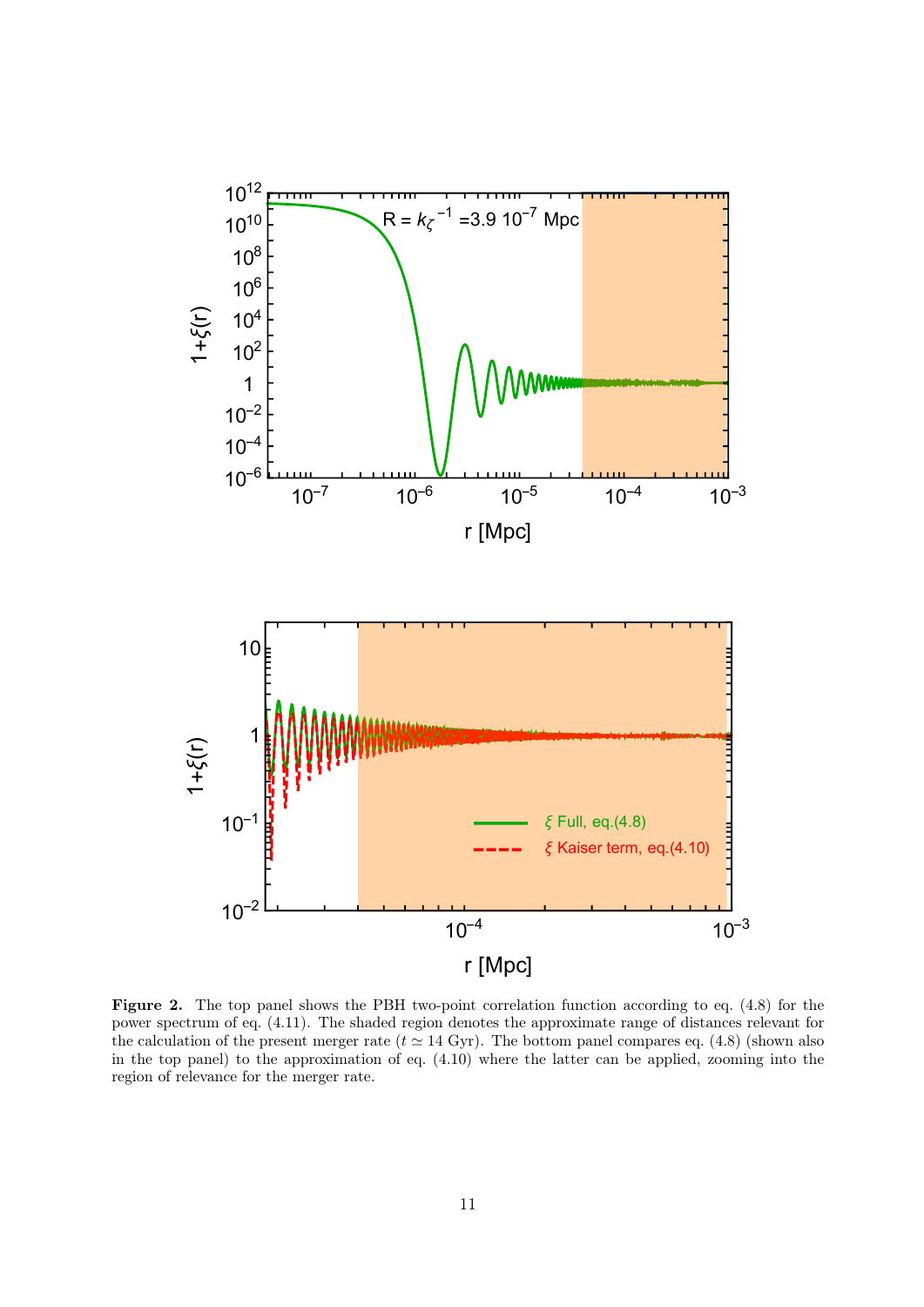**Figure 2.** The top panel shows the PBH two-point correlation function according to eq. (4.8) for the power spectrum of eq. (4.11). The shaded region denotes the approximate range of distances relevant for the calculation of the present merger rate ($t \simeq 14$ Gyr). The bottom panel compares eq. (4.8) (shown also in the top panel) to the approximation of eq. (4.10) where the latter can be applied, zooming into the region of relevance for the merger rate.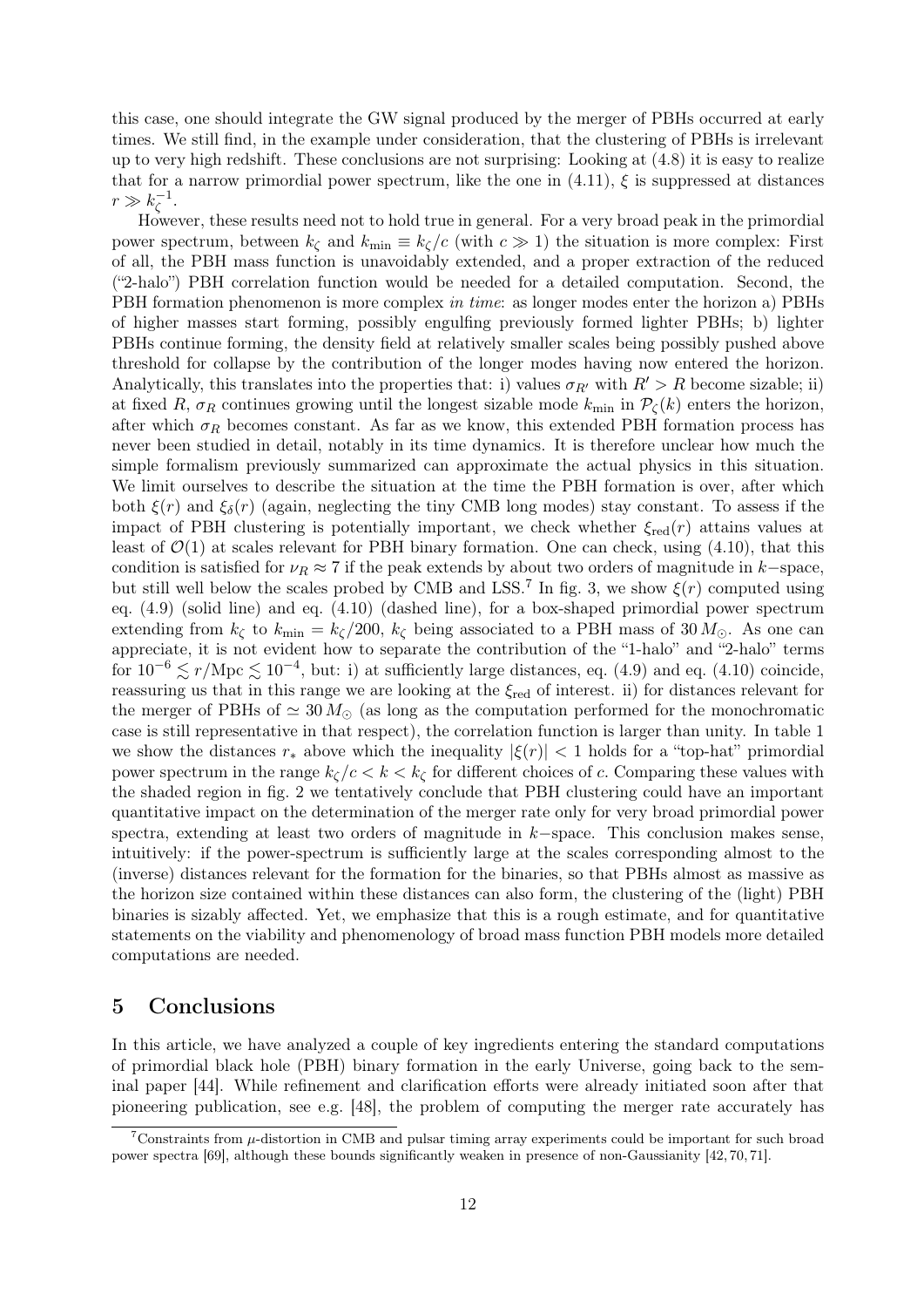this case, one should integrate the GW signal produced by the merger of PBHs occurred at early times. We still find, in the example under consideration, that the clustering of PBHs is irrelevant up to very high redshift. These conclusions are not surprising: Looking at (4.8) it is easy to realize that for a narrow primordial power spectrum, like the one in (4.11), $\xi$ is suppressed at distances $r \gg k_\zeta^{-1}$.

However, these results need not to hold true in general. For a very broad peak in the primordial power spectrum, between $k_\zeta$ and $k_{\rm min} \equiv k_\zeta/c$ (with $c \gg 1$) the situation is more complex: First of all, the PBH mass function is unavoidably extended, and a proper extraction of the reduced ("2-halo") PBH correlation function would be needed for a detailed computation. Second, the PBH formation phenomenon is more complex *in time*: as longer modes enter the horizon a) PBHs of higher masses start forming, possibly engulfing previously formed lighter PBHs; b) lighter PBHs continue forming, the density field at relatively smaller scales being possibly pushed above threshold for collapse by the contribution of the longer modes having now entered the horizon. Analytically, this translates into the properties that: i) values $\sigma_{R'}$ with $R' > R$ become sizable; ii) at fixed $R$, $\sigma_R$ continues growing until the longest sizable mode $k_{\rm min}$ in $\mathcal{P}_\zeta(k)$ enters the horizon, after which $\sigma_R$ becomes constant. As far as we know, this extended PBH formation process has never been studied in detail, notably in its time dynamics. It is therefore unclear how much the simple formalism previously summarized can approximate the actual physics in this situation. We limit ourselves to describe the situation at the time the PBH formation is over, after which both $\xi(r)$ and $\xi_\delta(r)$ (again, neglecting the tiny CMB long modes) stay constant. To assess if the impact of PBH clustering is potentially important, we check whether $\xi_{\rm red}(r)$ attains values at least of $\mathcal{O}(1)$ at scales relevant for PBH binary formation. One can check, using (4.10), that this condition is satisfied for $\nu_R \approx 7$ if the peak extends by about two orders of magnitude in $k-$space, but still well below the scales probed by CMB and LSS.[7] In fig. 3, we show $\xi(r)$ computed using eq. (4.9) (solid line) and eq. (4.10) (dashed line), for a box-shaped primordial power spectrum extending from $k_\zeta$ to $k_{\rm min} = k_\zeta/200$, $k_\zeta$ being associated to a PBH mass of $30\,M_\odot$. As one can appreciate, it is not evident how to separate the contribution of the "1-halo" and "2-halo" terms for $10^{-6} \lesssim r/{\rm Mpc} \lesssim 10^{-4}$, but: i) at sufficiently large distances, eq. (4.9) and eq. (4.10) coincide, reassuring us that in this range we are looking at the $\xi_{\rm red}$ of interest. ii) for distances relevant for the merger of PBHs of $\simeq 30\,M_\odot$ (as long as the computation performed for the monochromatic case is still representative in that respect), the correlation function is larger than unity. In table 1 we show the distances $r_*$ above which the inequality $|\xi(r)| < 1$ holds for a "top-hat" primordial power spectrum in the range $k_\zeta/c < k < k_\zeta$ for different choices of $c$. Comparing these values with the shaded region in fig. 2 we tentatively conclude that PBH clustering could have an important quantitative impact on the determination of the merger rate only for very broad primordial power spectra, extending at least two orders of magnitude in $k-$space. This conclusion makes sense, intuitively: if the power-spectrum is sufficiently large at the scales corresponding almost to the (inverse) distances relevant for the formation for the binaries, so that PBHs almost as massive as the horizon size contained within these distances can also form, the clustering of the (light) PBH binaries is sizably affected. Yet, we emphasize that this is a rough estimate, and for quantitative statements on the viability and phenomenology of broad mass function PBH models more detailed computations are needed.

## 5 Conclusions

In this article, we have analyzed a couple of key ingredients entering the standard computations of primordial black hole (PBH) binary formation in the early Universe, going back to the seminal paper [44]. While refinement and clarification efforts were already initiated soon after that pioneering publication, see e.g. [48], the problem of computing the merger rate accurately has

[7] Constraints from $\mu$-distortion in CMB and pulsar timing array experiments could be important for such broad power spectra [69], although these bounds significantly weaken in presence of non-Gaussianity [42, 70, 71].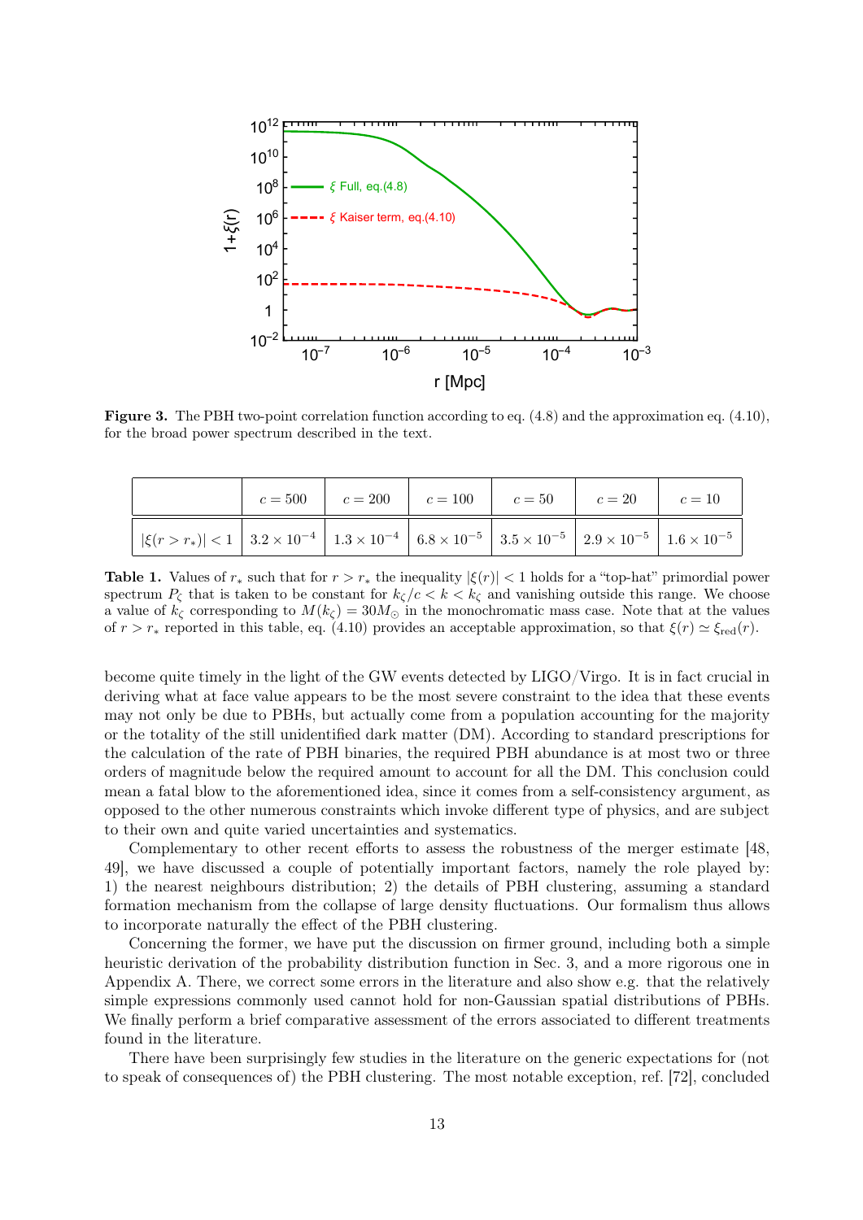**Figure 3.** The PBH two-point correlation function according to eq. (4.8) and the approximation eq. (4.10), for the broad power spectrum described in the text.

|  | $c = 500$ | $c = 200$ | $c = 100$ | $c = 50$ | $c = 20$ | $c = 10$ |
|---|---|---|---|---|---|---|
| $\|\xi(r > r_*)\| < 1$ | $3.2 \times 10^{-4}$ | $1.3 \times 10^{-4}$ | $6.8 \times 10^{-5}$ | $3.5 \times 10^{-5}$ | $2.9 \times 10^{-5}$ | $1.6 \times 10^{-5}$ |

**Table 1.** Values of $r_*$ such that for $r > r_*$ the inequality $|\xi(r)| < 1$ holds for a "top-hat" primordial power spectrum $P_\zeta$ that is taken to be constant for $k_\zeta/c < k < k_\zeta$ and vanishing outside this range. We choose a value of $k_\zeta$ corresponding to $M(k_\zeta) = 30M_\odot$ in the monochromatic mass case. Note that at the values of $r > r_*$ reported in this table, eq. (4.10) provides an acceptable approximation, so that $\xi(r) \simeq \xi_{\rm red}(r)$.

become quite timely in the light of the GW events detected by LIGO/Virgo. It is in fact crucial in deriving what at face value appears to be the most severe constraint to the idea that these events may not only be due to PBHs, but actually come from a population accounting for the majority or the totality of the still unidentified dark matter (DM). According to standard prescriptions for the calculation of the rate of PBH binaries, the required PBH abundance is at most two or three orders of magnitude below the required amount to account for all the DM. This conclusion could mean a fatal blow to the aforementioned idea, since it comes from a self-consistency argument, as opposed to the other numerous constraints which invoke different type of physics, and are subject to their own and quite varied uncertainties and systematics.

Complementary to other recent efforts to assess the robustness of the merger estimate [48, 49], we have discussed a couple of potentially important factors, namely the role played by: 1) the nearest neighbours distribution; 2) the details of PBH clustering, assuming a standard formation mechanism from the collapse of large density fluctuations. Our formalism thus allows to incorporate naturally the effect of the PBH clustering.

Concerning the former, we have put the discussion on firmer ground, including both a simple heuristic derivation of the probability distribution function in Sec. 3, and a more rigorous one in Appendix A. There, we correct some errors in the literature and also show e.g. that the relatively simple expressions commonly used cannot hold for non-Gaussian spatial distributions of PBHs. We finally perform a brief comparative assessment of the errors associated to different treatments found in the literature.

There have been surprisingly few studies in the literature on the generic expectations for (not to speak of consequences of) the PBH clustering. The most notable exception, ref. [72], concluded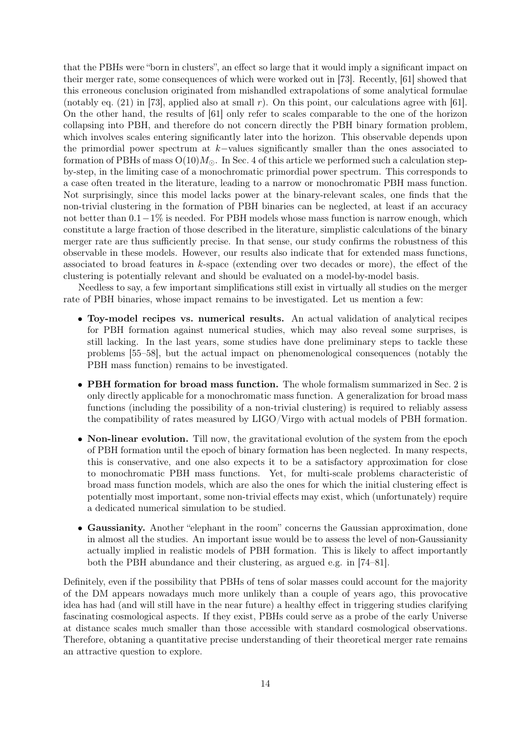that the PBHs were "born in clusters", an effect so large that it would imply a significant impact on their merger rate, some consequences of which were worked out in [73]. Recently, [61] showed that this erroneous conclusion originated from mishandled extrapolations of some analytical formulae (notably eq. (21) in [73], applied also at small $r$). On this point, our calculations agree with [61]. On the other hand, the results of [61] only refer to scales comparable to the one of the horizon collapsing into PBH, and therefore do not concern directly the PBH binary formation problem, which involves scales entering significantly later into the horizon. This observable depends upon the primordial power spectrum at $k-$values significantly smaller than the ones associated to formation of PBHs of mass $\mathrm{O}(10)M_\odot$. In Sec. 4 of this article we performed such a calculation step-by-step, in the limiting case of a monochromatic primordial power spectrum. This corresponds to a case often treated in the literature, leading to a narrow or monochromatic PBH mass function. Not surprisingly, since this model lacks power at the binary-relevant scales, one finds that the non-trivial clustering in the formation of PBH binaries can be neglected, at least if an accuracy not better than $0.1-1\%$ is needed. For PBH models whose mass function is narrow enough, which constitute a large fraction of those described in the literature, simplistic calculations of the binary merger rate are thus sufficiently precise. In that sense, our study confirms the robustness of this observable in these models. However, our results also indicate that for extended mass functions, associated to broad features in $k$-space (extending over two decades or more), the effect of the clustering is potentially relevant and should be evaluated on a model-by-model basis.

Needless to say, a few important simplifications still exist in virtually all studies on the merger rate of PBH binaries, whose impact remains to be investigated. Let us mention a few:

- **Toy-model recipes vs. numerical results.** An actual validation of analytical recipes for PBH formation against numerical studies, which may also reveal some surprises, is still lacking. In the last years, some studies have done preliminary steps to tackle these problems [55–58], but the actual impact on phenomenological consequences (notably the PBH mass function) remains to be investigated.
- **PBH formation for broad mass function.** The whole formalism summarized in Sec. 2 is only directly applicable for a monochromatic mass function. A generalization for broad mass functions (including the possibility of a non-trivial clustering) is required to reliably assess the compatibility of rates measured by LIGO/Virgo with actual models of PBH formation.
- **Non-linear evolution.** Till now, the gravitational evolution of the system from the epoch of PBH formation until the epoch of binary formation has been neglected. In many respects, this is conservative, and one also expects it to be a satisfactory approximation for close to monochromatic PBH mass functions. Yet, for multi-scale problems characteristic of broad mass function models, which are also the ones for which the initial clustering effect is potentially most important, some non-trivial effects may exist, which (unfortunately) require a dedicated numerical simulation to be studied.
- **Gaussianity.** Another "elephant in the room" concerns the Gaussian approximation, done in almost all the studies. An important issue would be to assess the level of non-Gaussianity actually implied in realistic models of PBH formation. This is likely to affect importantly both the PBH abundance and their clustering, as argued e.g. in [74–81].

Definitely, even if the possibility that PBHs of tens of solar masses could account for the majority of the DM appears nowadays much more unlikely than a couple of years ago, this provocative idea has had (and will still have in the near future) a healthy effect in triggering studies clarifying fascinating cosmological aspects. If they exist, PBHs could serve as a probe of the early Universe at distance scales much smaller than those accessible with standard cosmological observations. Therefore, obtaning a quantitative precise understanding of their theoretical merger rate remains an attractive question to explore.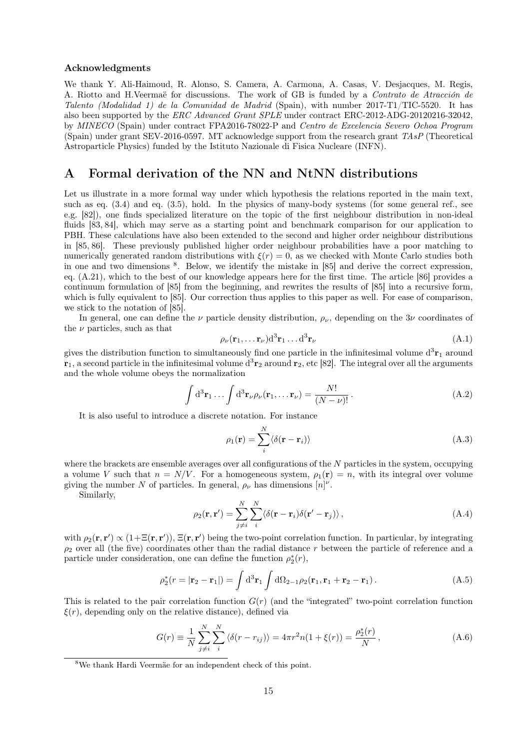#### Acknowledgments

We thank Y. Ali-Haimoud, R. Alonso, S. Camera, A. Carmona, A. Casas, V. Desjacques, M. Regis, A. Riotto and H.Veermaë for discussions. The work of GB is funded by a *Contrato de Atracción de Talento (Modalidad 1) de la Comunidad de Madrid* (Spain), with number 2017-T1/TIC-5520. It has also been supported by the *ERC Advanced Grant SPLE* under contract ERC-2012-ADG-20120216-32042, by *MINECO* (Spain) under contract FPA2016-78022-P and *Centro de Excelencia Severo Ochoa Program* (Spain) under grant SEV-2016-0597. MT acknowledge support from the research grant *TAsP* (Theoretical Astroparticle Physics) funded by the Istituto Nazionale di Fisica Nucleare (INFN).

## A Formal derivation of the NN and NtNN distributions

Let us illustrate in a more formal way under which hypothesis the relations reported in the main text, such as eq. (3.4) and eq. (3.5), hold. In the physics of many-body systems (for some general ref., see e.g. [82]), one finds specialized literature on the topic of the first neighbour distribution in non-ideal fluids [83, 84], which may serve as a starting point and benchmark comparison for our application to PBH. These calculations have also been extended to the second and higher order neighbour distributions in [85, 86]. These previously published higher order neighbour probabilities have a poor matching to numerically generated random distributions with $\xi(r) = 0$, as we checked with Monte Carlo studies both in one and two dimensions [8]. Below, we identify the mistake in [85] and derive the correct expression, eq. (A.21), which to the best of our knowledge appears here for the first time. The article [86] provides a continuum formulation of [85] from the beginning, and rewrites the results of [85] into a recursive form, which is fully equivalent to [85]. Our correction thus applies to this paper as well. For ease of comparison, we stick to the notation of [85].

In general, one can define the $\nu$ particle density distribution, $\rho_\nu$, depending on the $3\nu$ coordinates of the $\nu$ particles, such as that

$$\rho_\nu(\mathbf{r}_1, \ldots \mathbf{r}_\nu)\mathrm{d}^3\mathbf{r}_1 \ldots \mathrm{d}^3\mathbf{r}_\nu \tag{A.1}$$

gives the distribution function to simultaneously find one particle in the infinitesimal volume $\mathrm{d}^3\mathbf{r}_1$ around $\mathbf{r}_1$, a second particle in the infinitesimal volume $\mathrm{d}^3\mathbf{r}_2$ around $\mathbf{r}_2$, etc [82]. The integral over all the arguments and the whole volume obeys the normalization

$$\int \mathrm{d}^3\mathbf{r}_1 \ldots \int \mathrm{d}^3\mathbf{r}_\nu \rho_\nu(\mathbf{r}_1, \ldots \mathbf{r}_\nu) = \frac{N!}{(N-\nu)!}\,. \tag{A.2}$$

It is also useful to introduce a discrete notation. For instance

$$\rho_1(\mathbf{r}) = \sum_i^N \langle \delta(\mathbf{r} - \mathbf{r}_i) \rangle \tag{A.3}$$

where the brackets are ensemble averages over all configurations of the $N$ particles in the system, occupying a volume $V$ such that $n = N/V$. For a homogeneous system, $\rho_1(\mathbf{r}) = n$, with its integral over volume giving the number $N$ of particles. In general, $\rho_\nu$ has dimensions $[n]^\nu$.

Similarly,

$$\rho_2(\mathbf{r}, \mathbf{r}') = \sum_{j \neq i}^N \sum_i^N \langle \delta(\mathbf{r} - \mathbf{r}_i)\delta(\mathbf{r}' - \mathbf{r}_j) \rangle\,, \tag{A.4}$$

with $\rho_2(\mathbf{r}, \mathbf{r}') \propto (1 + \Xi(\mathbf{r}, \mathbf{r}'))$, $\Xi(\mathbf{r}, \mathbf{r}')$ being the two-point correlation function. In particular, by integrating $\rho_2$ over all (the five) coordinates other than the radial distance $r$ between the particle of reference and a particle under consideration, one can define the function $\rho_2^*(r)$,

$$\rho_2^*(r = |\mathbf{r}_2 - \mathbf{r}_1|) = \int \mathrm{d}^3\mathbf{r}_1 \int \mathrm{d}\Omega_{2-1} \rho_2(\mathbf{r}_1, \mathbf{r}_1 + \mathbf{r}_2 - \mathbf{r}_1)\,. \tag{A.5}$$

This is related to the pair correlation function $G(r)$ (and the "integrated" two-point correlation function $\xi(r)$, depending only on the relative distance), defined via

$$G(r) \equiv \frac{1}{N} \sum_{j \neq i}^N \sum_i^N \langle \delta(r - r_{ij}) \rangle = 4\pi r^2 n(1 + \xi(r)) = \frac{\rho_2^*(r)}{N}\,, \tag{A.6}$$

[8] We thank Hardi Veermäe for an independent check of this point.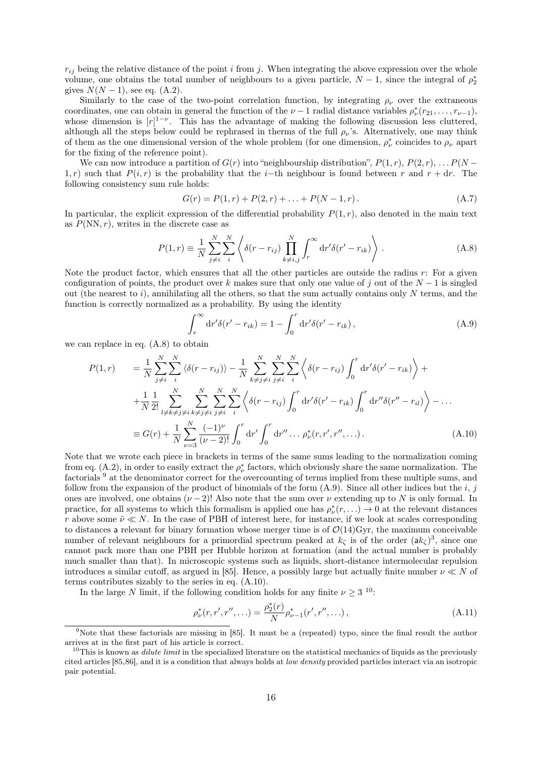$r_{ij}$ being the relative distance of the point $i$ from $j$. When integrating the above expression over the whole volume, one obtains the total number of neighbours to a given particle, $N-1$, since the integral of $\rho_2^*$ gives $N(N-1)$, see eq. (A.2).

Similarly to the case of the two-point correlation function, by integrating $\rho_\nu$ over the extraneous coordinates, one can obtain in general the function of the $\nu-1$ radial distance variables $\rho_\nu^*(r_{21},\ldots,r_{\nu-1})$, whose dimension is $[r]^{1-\nu}$. This has the advantage of making the following discussion less cluttered, although all the steps below could be rephrased in therms of the full $\rho_\nu$'s. Alternatively, one may think of them as the one dimensional version of the whole problem (for one dimension, $\rho_\nu^*$ coincides to $\rho_\nu$ apart for the fixing of the reference point).

We can now introduce a partition of $G(r)$ into "neighbourship distribution", $P(1,r)$, $P(2,r)$, $\ldots P(N-1,r)$ such that $P(i,r)$ is the probability that the $i-$th neighbour is found between $r$ and $r+\mathrm{d}r$. The following consistency sum rule holds:

$$G(r) = P(1,r) + P(2,r) + \ldots + P(N-1,r)\,. \tag{A.7}$$

In particular, the explicit expression of the differential probability $P(1,r)$, also denoted in the main text as $P(\mathrm{NN},r)$, writes in the discrete case as

$$P(1,r) \equiv \frac{1}{N}\sum_{j\neq i}^{N}\sum_{i}^{N}\left\langle \delta(r-r_{ij})\prod_{k\neq i,j}^{N}\int_r^\infty \mathrm{d}r'\delta(r'-r_{ik})\right\rangle\,. \tag{A.8}$$

Note the product factor, which ensures that all the other particles are outside the radius $r$: For a given configuration of points, the product over $k$ makes sure that only one value of $j$ out of the $N-1$ is singled out (the nearest to $i$), annihilating all the others, so that the sum actually contains only $N$ terms, and the function is correctly normalized as a probability. By using the identity

$$\int_r^\infty \mathrm{d}r'\delta(r'-r_{ik}) = 1 - \int_0^r \mathrm{d}r'\delta(r'-r_{ik})\,, \tag{A.9}$$

we can replace in eq. (A.8) to obtain

$$\begin{aligned}
P(1,r) \quad &= \frac{1}{N}\sum_{j\neq i}^{N}\sum_{i}^{N}\langle\delta(r-r_{ij})\rangle - \frac{1}{N}\sum_{k\neq j\neq i}^{N}\sum_{j\neq i}^{N}\sum_{i}^{N}\left\langle \delta(r-r_{ij})\int_0^r \mathrm{d}r'\delta(r'-r_{ik})\right\rangle + \\
&+\frac{1}{N}\frac{1}{2!}\sum_{l\neq k\neq j\neq i}^{N}\sum_{k\neq j\neq i}^{N}\sum_{j\neq i}^{N}\sum_{i}^{N}\left\langle \delta(r-r_{ij})\int_0^r \mathrm{d}r'\delta(r'-r_{ik})\int_0^r \mathrm{d}r''\delta(r''-r_{il})\right\rangle - \ldots \\
&\equiv G(r) + \frac{1}{N}\sum_{\nu=3}^{N}\frac{(-1)^\nu}{(\nu-2)!}\int_0^r \mathrm{d}r'\int_0^r \mathrm{d}r''\ldots\,\rho_\nu^*(r,r',r'',\ldots)\,.
\end{aligned} \tag{A.10}$$

Note that we wrote each piece in brackets in terms of the same sums leading to the normalization coming from eq. (A.2), in order to easily extract the $\rho_\nu^*$ factors, which obviously share the same normalization. The factorials [9] at the denominator correct for the overcounting of terms implied from these multiple sums, and follow from the expansion of the product of binomials of the form (A.9). Since all other indices but the $i$, $j$ ones are involved, one obtains $(\nu-2)!$ Also note that the sum over $\nu$ extending up to $N$ is only formal. In practice, for all systems to which this formalism is applied one has $\rho_\nu^*(r,\ldots)\to 0$ at the relevant distances $r$ above some $\tilde{\nu}\ll N$. In the case of PBH of interest here, for instance, if we look at scales corresponding to distances a relevant for binary formation whose merger time is of $\mathcal{O}(14)$Gyr, the maximum conceivable number of relevant neighbours for a primordial spectrum peaked at $k_\zeta$ is of the order $(\mathsf{a}k_\zeta)^3$, since one cannot pack more than one PBH per Hubble horizon at formation (and the actual number is probably much smaller than that). In microscopic systems such as liquids, short-distance intermolecular repulsion introduces a similar cutoff, as argued in [85]. Hence, a possibly large but actually finite number $\nu\ll N$ of terms contributes sizably to the series in eq. (A.10).

In the large $N$ limit, if the following condition holds for any finite $\nu\geq 3$ [10]:

$$\rho_\nu^*(r,r',r'',\ldots) = \frac{\rho_2^*(r)}{N}\rho_{\nu-1}^*(r',r'',\ldots)\,, \tag{A.11}$$

[9] Note that these factorials are missing in [85]. It must be a (repeated) typo, since the final result the author arrives at in the first part of his article is correct.

[10] This is known as *dilute limit* in the specialized literature on the statistical mechanics of liquids as the previously cited articles [85,86], and it is a condition that always holds at *low density* provided particles interact via an isotropic pair potential.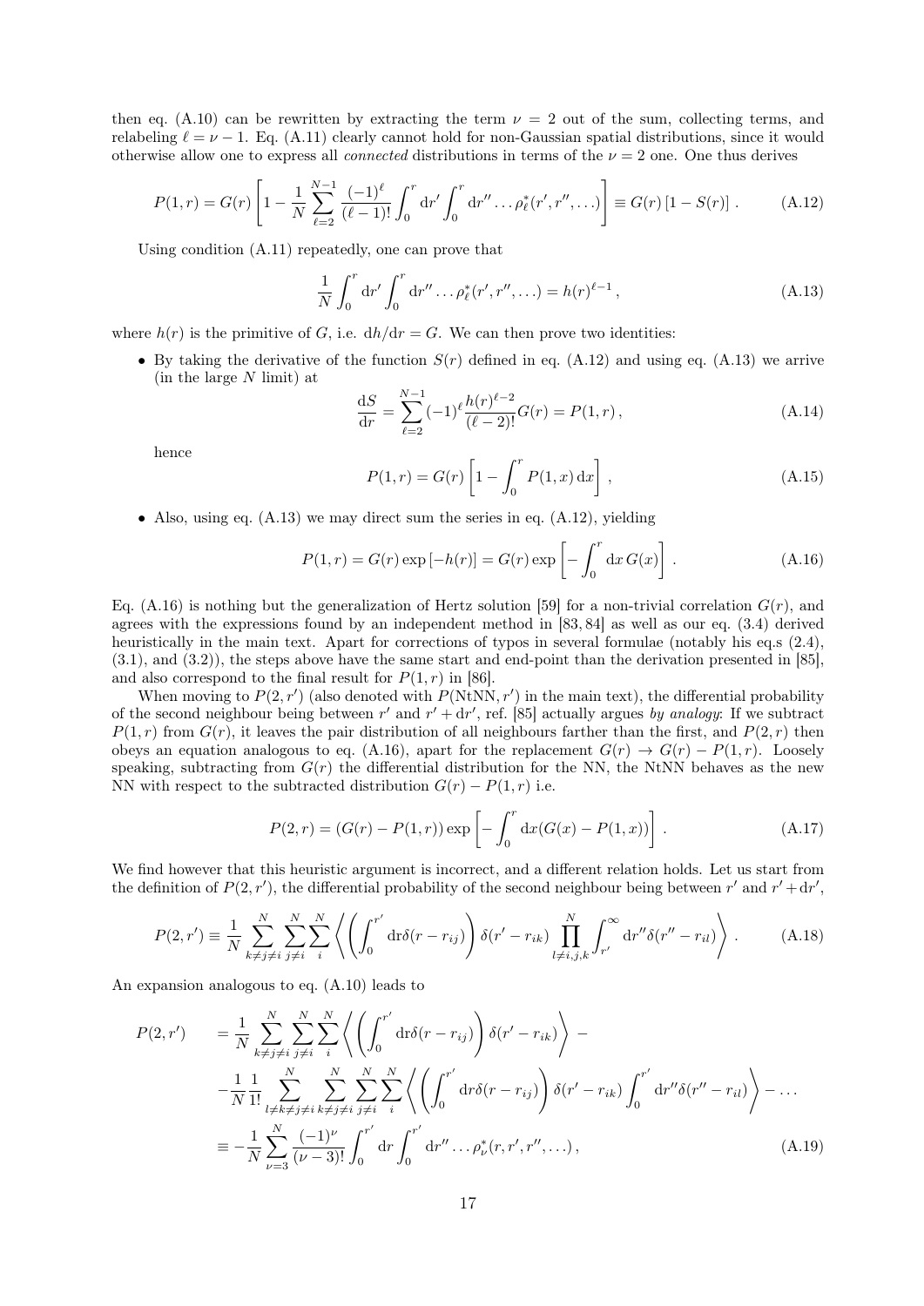then eq. (A.10) can be rewritten by extracting the term $\nu = 2$ out of the sum, collecting terms, and relabeling $\ell = \nu - 1$. Eq. (A.11) clearly cannot hold for non-Gaussian spatial distributions, since it would otherwise allow one to express all *connected* distributions in terms of the $\nu = 2$ one. One thus derives

$$P(1,r) = G(r)\left[1 - \frac{1}{N}\sum_{\ell=2}^{N-1}\frac{(-1)^\ell}{(\ell-1)!}\int_0^r \mathrm{d}r' \int_0^r \mathrm{d}r'' \ldots \rho^*_\ell(r', r'', \ldots)\right] \equiv G(r)\left[1 - S(r)\right] . \tag{A.12}$$

Using condition (A.11) repeatedly, one can prove that

$$\frac{1}{N}\int_0^r \mathrm{d}r' \int_0^r \mathrm{d}r'' \ldots \rho^*_\ell(r', r'', \ldots) = h(r)^{\ell-1} , \tag{A.13}$$

where $h(r)$ is the primitive of $G$, i.e. $\mathrm{d}h/\mathrm{d}r = G$. We can then prove two identities:

- By taking the derivative of the function $S(r)$ defined in eq. (A.12) and using eq. (A.13) we arrive (in the large $N$ limit) at

$$\frac{\mathrm{d}S}{\mathrm{d}r} = \sum_{\ell=2}^{N-1}(-1)^\ell \frac{h(r)^{\ell-2}}{(\ell-2)!}G(r) = P(1,r) , \tag{A.14}$$

hence

$$P(1,r) = G(r)\left[1 - \int_0^r P(1,x)\,\mathrm{d}x\right] , \tag{A.15}$$

- Also, using eq. (A.13) we may direct sum the series in eq. (A.12), yielding

$$P(1,r) = G(r)\exp\left[-h(r)\right] = G(r)\exp\left[-\int_0^r \mathrm{d}x\, G(x)\right] . \tag{A.16}$$

Eq. (A.16) is nothing but the generalization of Hertz solution [59] for a non-trivial correlation $G(r)$, and agrees with the expressions found by an independent method in [83, 84] as well as our eq. (3.4) derived heuristically in the main text. Apart for corrections of typos in several formulae (notably his eq.s (2.4), (3.1), and (3.2)), the steps above have the same start and end-point than the derivation presented in [85], and also correspond to the final result for $P(1,r)$ in [86].

When moving to $P(2,r')$ (also denoted with $P(\mathrm{NtNN}, r')$ in the main text), the differential probability of the second neighbour being between $r'$ and $r' + \mathrm{d}r'$, ref. [85] actually argues *by analogy*: If we subtract $P(1,r)$ from $G(r)$, it leaves the pair distribution of all neighbours farther than the first, and $P(2,r)$ then obeys an equation analogous to eq. (A.16), apart for the replacement $G(r) \to G(r) - P(1,r)$. Loosely speaking, subtracting from $G(r)$ the differential distribution for the NN, the NtNN behaves as the new NN with respect to the subtracted distribution $G(r) - P(1,r)$ i.e.

$$P(2,r) = (G(r) - P(1,r))\exp\left[-\int_0^r \mathrm{d}x(G(x) - P(1,x))\right] . \tag{A.17}$$

We find however that this heuristic argument is incorrect, and a different relation holds. Let us start from the definition of $P(2,r')$, the differential probability of the second neighbour being between $r'$ and $r' + \mathrm{d}r'$,

$$P(2,r') \equiv \frac{1}{N}\sum_{k\neq j\neq i}^{N}\sum_{j\neq i}^{N}\sum_{i}^{N}\left\langle \left(\int_0^{r'}\mathrm{d}r\delta(r - r_{ij})\right)\delta(r' - r_{ik})\prod_{l\neq i,j,k}^{N}\int_{r'}^{\infty}\mathrm{d}r''\delta(r'' - r_{il})\right\rangle . \tag{A.18}$$

An expansion analogous to eq. (A.10) leads to

$$\begin{aligned}
P(2,r') \quad &= \frac{1}{N}\sum_{k\neq j\neq i}^{N}\sum_{j\neq i}^{N}\sum_{i}^{N}\left\langle \left(\int_0^{r'}\mathrm{d}r\delta(r - r_{ij})\right)\delta(r' - r_{ik})\right\rangle - \\
&-\frac{1}{N}\frac{1}{1!}\sum_{l\neq k\neq j\neq i}^{N}\sum_{k\neq j\neq i}^{N}\sum_{j\neq i}^{N}\sum_{i}^{N}\left\langle \left(\int_0^{r'}\mathrm{d}r\delta(r - r_{ij})\right)\delta(r' - r_{ik})\int_0^{r'}\mathrm{d}r''\delta(r'' - r_{il})\right\rangle - \ldots \\
&\equiv -\frac{1}{N}\sum_{\nu=3}^{N}\frac{(-1)^\nu}{(\nu-3)!}\int_0^{r'}\mathrm{d}r\int_0^{r'}\mathrm{d}r'' \ldots \rho^*_\nu(r, r', r'', \ldots) ,
\end{aligned} \tag{A.19}$$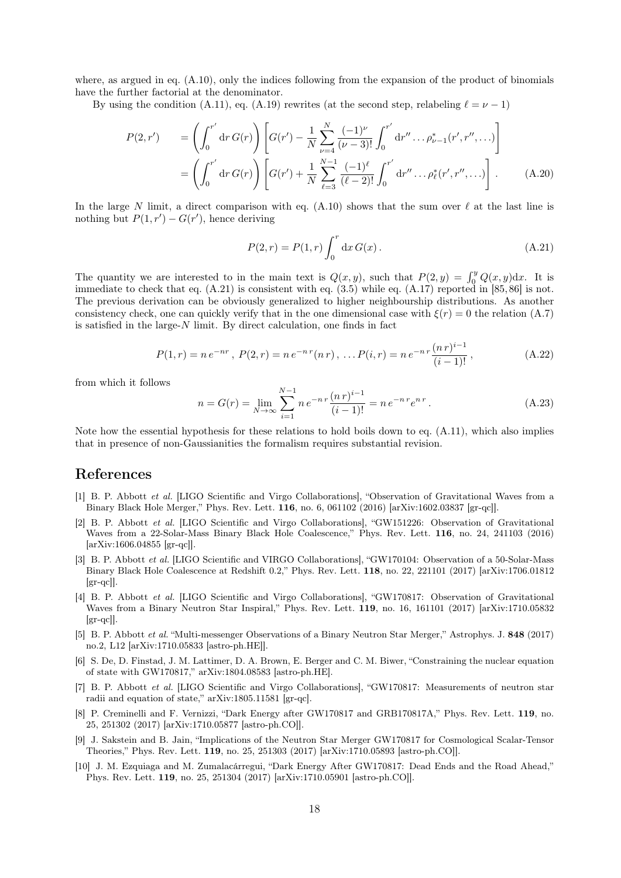where, as argued in eq. (A.10), only the indices following from the expansion of the product of binomials have the further factorial at the denominator.

By using the condition (A.11), eq. (A.19) rewrites (at the second step, relabeling $\ell = \nu - 1$)

$$
\begin{aligned}
P(2,r') \quad &= \left(\int_0^{r'} \mathrm{d}r\, G(r)\right)\left[G(r') - \frac{1}{N}\sum_{\nu=4}^{N}\frac{(-1)^{\nu}}{(\nu-3)!}\int_0^{r'}\mathrm{d}r''\ldots\rho^{*}_{\nu-1}(r',r'',\ldots)\right] \\
&= \left(\int_0^{r'} \mathrm{d}r\, G(r)\right)\left[G(r') + \frac{1}{N}\sum_{\ell=3}^{N-1}\frac{(-1)^{\ell}}{(\ell-2)!}\int_0^{r'}\mathrm{d}r''\ldots\rho^{*}_{\ell}(r',r'',\ldots)\right]. \qquad \text{(A.20)}
\end{aligned}
$$

In the large $N$ limit, a direct comparison with eq. (A.10) shows that the sum over $\ell$ at the last line is nothing but $P(1,r') - G(r')$, hence deriving

$$
P(2,r) = P(1,r)\int_0^{r}\mathrm{d}x\, G(x)\,. \qquad \text{(A.21)}
$$

The quantity we are interested to in the main text is $Q(x,y)$, such that $P(2,y) = \int_0^y Q(x,y)\mathrm{d}x$. It is immediate to check that eq. (A.21) is consistent with eq. (3.5) while eq. (A.17) reported in [85,86] is not. The previous derivation can be obviously generalized to higher neighbourship distributions. As another consistency check, one can quickly verify that in the one dimensional case with $\xi(r) = 0$ the relation (A.7) is satisfied in the large-$N$ limit. By direct calculation, one finds in fact

$$
P(1,r) = n\,e^{-nr}\,,\; P(2,r) = n\,e^{-n\,r}(n\,r)\,,\;\ldots P(i,r) = n\,e^{-n\,r}\frac{(n\,r)^{i-1}}{(i-1)!}\,, \qquad \text{(A.22)}
$$

from which it follows

$$
n = G(r) = \lim_{N\to\infty}\sum_{i=1}^{N-1} n\,e^{-n\,r}\frac{(n\,r)^{i-1}}{(i-1)!} = n\,e^{-n\,r}e^{n\,r}\,. \qquad \text{(A.23)}
$$

Note how the essential hypothesis for these relations to hold boils down to eq. (A.11), which also implies that in presence of non-Gaussianities the formalism requires substantial revision.

# References

[1] B. P. Abbott *et al.* [LIGO Scientific and Virgo Collaborations], "Observation of Gravitational Waves from a Binary Black Hole Merger," Phys. Rev. Lett. **116**, no. 6, 061102 (2016) [arXiv:1602.03837 [gr-qc]].

[2] B. P. Abbott *et al.* [LIGO Scientific and Virgo Collaborations], "GW151226: Observation of Gravitational Waves from a 22-Solar-Mass Binary Black Hole Coalescence," Phys. Rev. Lett. **116**, no. 24, 241103 (2016) [arXiv:1606.04855 [gr-qc]].

[3] B. P. Abbott *et al.* [LIGO Scientific and VIRGO Collaborations], "GW170104: Observation of a 50-Solar-Mass Binary Black Hole Coalescence at Redshift 0.2," Phys. Rev. Lett. **118**, no. 22, 221101 (2017) [arXiv:1706.01812 [gr-qc]].

[4] B. P. Abbott *et al.* [LIGO Scientific and Virgo Collaborations], "GW170817: Observation of Gravitational Waves from a Binary Neutron Star Inspiral," Phys. Rev. Lett. **119**, no. 16, 161101 (2017) [arXiv:1710.05832 [gr-qc]].

[5] B. P. Abbott *et al.* "Multi-messenger Observations of a Binary Neutron Star Merger," Astrophys. J. **848** (2017) no.2, L12 [arXiv:1710.05833 [astro-ph.HE]].

[6] S. De, D. Finstad, J. M. Lattimer, D. A. Brown, E. Berger and C. M. Biwer, "Constraining the nuclear equation of state with GW170817," arXiv:1804.08583 [astro-ph.HE].

[7] B. P. Abbott *et al.* [LIGO Scientific and Virgo Collaborations], "GW170817: Measurements of neutron star radii and equation of state," arXiv:1805.11581 [gr-qc].

[8] P. Creminelli and F. Vernizzi, "Dark Energy after GW170817 and GRB170817A," Phys. Rev. Lett. **119**, no. 25, 251302 (2017) [arXiv:1710.05877 [astro-ph.CO]].

[9] J. Sakstein and B. Jain, "Implications of the Neutron Star Merger GW170817 for Cosmological Scalar-Tensor Theories," Phys. Rev. Lett. **119**, no. 25, 251303 (2017) [arXiv:1710.05893 [astro-ph.CO]].

[10] J. M. Ezquiaga and M. Zumalacárregui, "Dark Energy After GW170817: Dead Ends and the Road Ahead," Phys. Rev. Lett. **119**, no. 25, 251304 (2017) [arXiv:1710.05901 [astro-ph.CO]].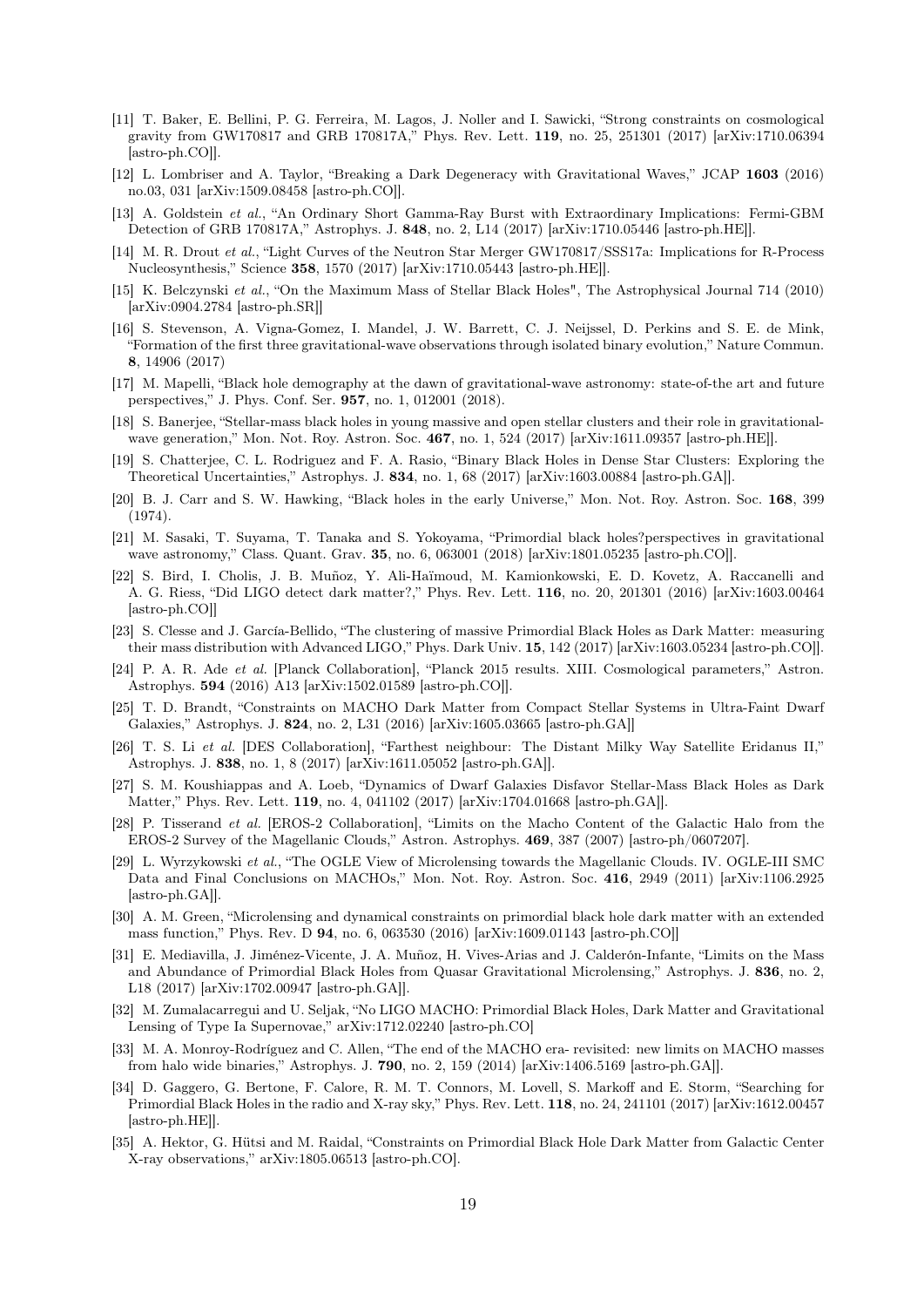[11] T. Baker, E. Bellini, P. G. Ferreira, M. Lagos, J. Noller and I. Sawicki, "Strong constraints on cosmological gravity from GW170817 and GRB 170817A," Phys. Rev. Lett. **119**, no. 25, 251301 (2017) [arXiv:1710.06394 [astro-ph.CO]].

[12] L. Lombriser and A. Taylor, "Breaking a Dark Degeneracy with Gravitational Waves," JCAP **1603** (2016) no.03, 031 [arXiv:1509.08458 [astro-ph.CO]].

[13] A. Goldstein *et al.*, "An Ordinary Short Gamma-Ray Burst with Extraordinary Implications: Fermi-GBM Detection of GRB 170817A," Astrophys. J. **848**, no. 2, L14 (2017) [arXiv:1710.05446 [astro-ph.HE]].

[14] M. R. Drout *et al.*, "Light Curves of the Neutron Star Merger GW170817/SSS17a: Implications for R-Process Nucleosynthesis," Science **358**, 1570 (2017) [arXiv:1710.05443 [astro-ph.HE]].

[15] K. Belczynski *et al.*, "On the Maximum Mass of Stellar Black Holes", The Astrophysical Journal 714 (2010) [arXiv:0904.2784 [astro-ph.SR]]

[16] S. Stevenson, A. Vigna-Gomez, I. Mandel, J. W. Barrett, C. J. Neijssel, D. Perkins and S. E. de Mink, "Formation of the first three gravitational-wave observations through isolated binary evolution," Nature Commun. **8**, 14906 (2017)

[17] M. Mapelli, "Black hole demography at the dawn of gravitational-wave astronomy: state-of-the art and future perspectives," J. Phys. Conf. Ser. **957**, no. 1, 012001 (2018).

[18] S. Banerjee, "Stellar-mass black holes in young massive and open stellar clusters and their role in gravitational-wave generation," Mon. Not. Roy. Astron. Soc. **467**, no. 1, 524 (2017) [arXiv:1611.09357 [astro-ph.HE]].

[19] S. Chatterjee, C. L. Rodriguez and F. A. Rasio, "Binary Black Holes in Dense Star Clusters: Exploring the Theoretical Uncertainties," Astrophys. J. **834**, no. 1, 68 (2017) [arXiv:1603.00884 [astro-ph.GA]].

[20] B. J. Carr and S. W. Hawking, "Black holes in the early Universe," Mon. Not. Roy. Astron. Soc. **168**, 399 (1974).

[21] M. Sasaki, T. Suyama, T. Tanaka and S. Yokoyama, "Primordial black holes?perspectives in gravitational wave astronomy," Class. Quant. Grav. **35**, no. 6, 063001 (2018) [arXiv:1801.05235 [astro-ph.CO]].

[22] S. Bird, I. Cholis, J. B. Muñoz, Y. Ali-Haïmoud, M. Kamionkowski, E. D. Kovetz, A. Raccanelli and A. G. Riess, "Did LIGO detect dark matter?," Phys. Rev. Lett. **116**, no. 20, 201301 (2016) [arXiv:1603.00464 [astro-ph.CO]]

[23] S. Clesse and J. García-Bellido, "The clustering of massive Primordial Black Holes as Dark Matter: measuring their mass distribution with Advanced LIGO," Phys. Dark Univ. **15**, 142 (2017) [arXiv:1603.05234 [astro-ph.CO]].

[24] P. A. R. Ade *et al.* [Planck Collaboration], "Planck 2015 results. XIII. Cosmological parameters," Astron. Astrophys. **594** (2016) A13 [arXiv:1502.01589 [astro-ph.CO]].

[25] T. D. Brandt, "Constraints on MACHO Dark Matter from Compact Stellar Systems in Ultra-Faint Dwarf Galaxies," Astrophys. J. **824**, no. 2, L31 (2016) [arXiv:1605.03665 [astro-ph.GA]]

[26] T. S. Li *et al.* [DES Collaboration], "Farthest neighbour: The Distant Milky Way Satellite Eridanus II," Astrophys. J. **838**, no. 1, 8 (2017) [arXiv:1611.05052 [astro-ph.GA]].

[27] S. M. Koushiappas and A. Loeb, "Dynamics of Dwarf Galaxies Disfavor Stellar-Mass Black Holes as Dark Matter," Phys. Rev. Lett. **119**, no. 4, 041102 (2017) [arXiv:1704.01668 [astro-ph.GA]].

[28] P. Tisserand *et al.* [EROS-2 Collaboration], "Limits on the Macho Content of the Galactic Halo from the EROS-2 Survey of the Magellanic Clouds," Astron. Astrophys. **469**, 387 (2007) [astro-ph/0607207].

[29] L. Wyrzykowski *et al.*, "The OGLE View of Microlensing towards the Magellanic Clouds. IV. OGLE-III SMC Data and Final Conclusions on MACHOs," Mon. Not. Roy. Astron. Soc. **416**, 2949 (2011) [arXiv:1106.2925 [astro-ph.GA]].

[30] A. M. Green, "Microlensing and dynamical constraints on primordial black hole dark matter with an extended mass function," Phys. Rev. D **94**, no. 6, 063530 (2016) [arXiv:1609.01143 [astro-ph.CO]]

[31] E. Mediavilla, J. Jiménez-Vicente, J. A. Muñoz, H. Vives-Arias and J. Calderón-Infante, "Limits on the Mass and Abundance of Primordial Black Holes from Quasar Gravitational Microlensing," Astrophys. J. **836**, no. 2, L18 (2017) [arXiv:1702.00947 [astro-ph.GA]].

[32] M. Zumalacarregui and U. Seljak, "No LIGO MACHO: Primordial Black Holes, Dark Matter and Gravitational Lensing of Type Ia Supernovae," arXiv:1712.02240 [astro-ph.CO]

[33] M. A. Monroy-Rodríguez and C. Allen, "The end of the MACHO era- revisited: new limits on MACHO masses from halo wide binaries," Astrophys. J. **790**, no. 2, 159 (2014) [arXiv:1406.5169 [astro-ph.GA]].

[34] D. Gaggero, G. Bertone, F. Calore, R. M. T. Connors, M. Lovell, S. Markoff and E. Storm, "Searching for Primordial Black Holes in the radio and X-ray sky," Phys. Rev. Lett. **118**, no. 24, 241101 (2017) [arXiv:1612.00457 [astro-ph.HE]].

[35] A. Hektor, G. Hütsi and M. Raidal, "Constraints on Primordial Black Hole Dark Matter from Galactic Center X-ray observations," arXiv:1805.06513 [astro-ph.CO].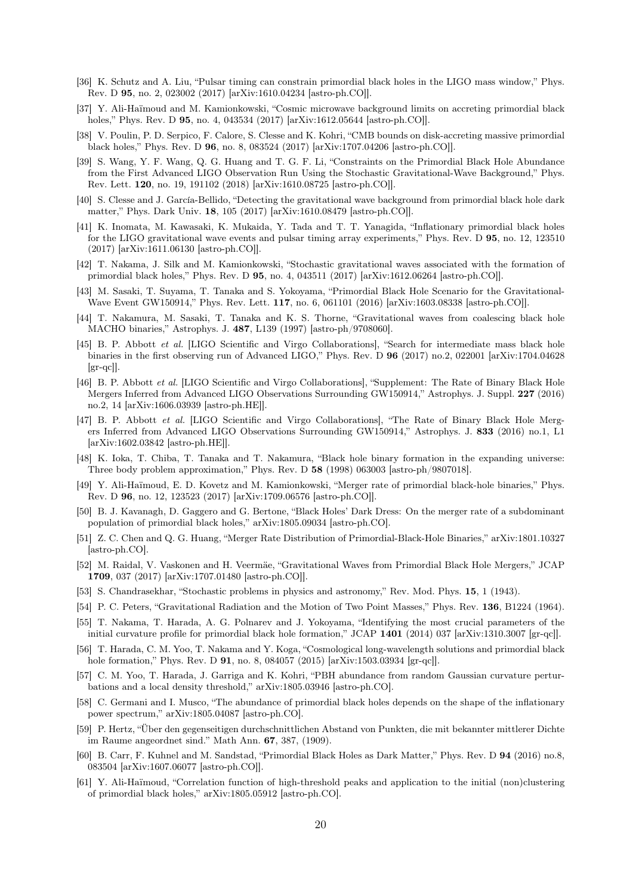[36] K. Schutz and A. Liu, "Pulsar timing can constrain primordial black holes in the LIGO mass window," Phys. Rev. D **95**, no. 2, 023002 (2017) [arXiv:1610.04234 [astro-ph.CO]].

[37] Y. Ali-Haïmoud and M. Kamionkowski, "Cosmic microwave background limits on accreting primordial black holes," Phys. Rev. D **95**, no. 4, 043534 (2017) [arXiv:1612.05644 [astro-ph.CO]].

[38] V. Poulin, P. D. Serpico, F. Calore, S. Clesse and K. Kohri, "CMB bounds on disk-accreting massive primordial black holes," Phys. Rev. D **96**, no. 8, 083524 (2017) [arXiv:1707.04206 [astro-ph.CO]].

[39] S. Wang, Y. F. Wang, Q. G. Huang and T. G. F. Li, "Constraints on the Primordial Black Hole Abundance from the First Advanced LIGO Observation Run Using the Stochastic Gravitational-Wave Background," Phys. Rev. Lett. **120**, no. 19, 191102 (2018) [arXiv:1610.08725 [astro-ph.CO]].

[40] S. Clesse and J. García-Bellido, "Detecting the gravitational wave background from primordial black hole dark matter," Phys. Dark Univ. **18**, 105 (2017) [arXiv:1610.08479 [astro-ph.CO]].

[41] K. Inomata, M. Kawasaki, K. Mukaida, Y. Tada and T. T. Yanagida, "Inflationary primordial black holes for the LIGO gravitational wave events and pulsar timing array experiments," Phys. Rev. D **95**, no. 12, 123510 (2017) [arXiv:1611.06130 [astro-ph.CO]].

[42] T. Nakama, J. Silk and M. Kamionkowski, "Stochastic gravitational waves associated with the formation of primordial black holes," Phys. Rev. D **95**, no. 4, 043511 (2017) [arXiv:1612.06264 [astro-ph.CO]].

[43] M. Sasaki, T. Suyama, T. Tanaka and S. Yokoyama, "Primordial Black Hole Scenario for the Gravitational-Wave Event GW150914," Phys. Rev. Lett. **117**, no. 6, 061101 (2016) [arXiv:1603.08338 [astro-ph.CO]].

[44] T. Nakamura, M. Sasaki, T. Tanaka and K. S. Thorne, "Gravitational waves from coalescing black hole MACHO binaries," Astrophys. J. **487**, L139 (1997) [astro-ph/9708060].

[45] B. P. Abbott *et al.* [LIGO Scientific and Virgo Collaborations], "Search for intermediate mass black hole binaries in the first observing run of Advanced LIGO," Phys. Rev. D **96** (2017) no.2, 022001 [arXiv:1704.04628 [gr-qc]].

[46] B. P. Abbott *et al.* [LIGO Scientific and Virgo Collaborations], "Supplement: The Rate of Binary Black Hole Mergers Inferred from Advanced LIGO Observations Surrounding GW150914," Astrophys. J. Suppl. **227** (2016) no.2, 14 [arXiv:1606.03939 [astro-ph.HE]].

[47] B. P. Abbott *et al.* [LIGO Scientific and Virgo Collaborations], "The Rate of Binary Black Hole Mergers Inferred from Advanced LIGO Observations Surrounding GW150914," Astrophys. J. **833** (2016) no.1, L1 [arXiv:1602.03842 [astro-ph.HE]].

[48] K. Ioka, T. Chiba, T. Tanaka and T. Nakamura, "Black hole binary formation in the expanding universe: Three body problem approximation," Phys. Rev. D **58** (1998) 063003 [astro-ph/9807018].

[49] Y. Ali-Haïmoud, E. D. Kovetz and M. Kamionkowski, "Merger rate of primordial black-hole binaries," Phys. Rev. D **96**, no. 12, 123523 (2017) [arXiv:1709.06576 [astro-ph.CO]].

[50] B. J. Kavanagh, D. Gaggero and G. Bertone, "Black Holes' Dark Dress: On the merger rate of a subdominant population of primordial black holes," arXiv:1805.09034 [astro-ph.CO].

[51] Z. C. Chen and Q. G. Huang, "Merger Rate Distribution of Primordial-Black-Hole Binaries," arXiv:1801.10327 [astro-ph.CO].

[52] M. Raidal, V. Vaskonen and H. Veermäe, "Gravitational Waves from Primordial Black Hole Mergers," JCAP **1709**, 037 (2017) [arXiv:1707.01480 [astro-ph.CO]].

[53] S. Chandrasekhar, "Stochastic problems in physics and astronomy," Rev. Mod. Phys. **15**, 1 (1943).

[54] P. C. Peters, "Gravitational Radiation and the Motion of Two Point Masses," Phys. Rev. **136**, B1224 (1964).

[55] T. Nakama, T. Harada, A. G. Polnarev and J. Yokoyama, "Identifying the most crucial parameters of the initial curvature profile for primordial black hole formation," JCAP **1401** (2014) 037 [arXiv:1310.3007 [gr-qc]].

[56] T. Harada, C. M. Yoo, T. Nakama and Y. Koga, "Cosmological long-wavelength solutions and primordial black hole formation," Phys. Rev. D **91**, no. 8, 084057 (2015) [arXiv:1503.03934 [gr-qc]].

[57] C. M. Yoo, T. Harada, J. Garriga and K. Kohri, "PBH abundance from random Gaussian curvature perturbations and a local density threshold," arXiv:1805.03946 [astro-ph.CO].

[58] C. Germani and I. Musco, "The abundance of primordial black holes depends on the shape of the inflationary power spectrum," arXiv:1805.04087 [astro-ph.CO].

[59] P. Hertz, "Über den gegenseitigen durchschnittlichen Abstand von Punkten, die mit bekannter mittlerer Dichte im Raume angeordnet sind." Math Ann. **67**, 387, (1909).

[60] B. Carr, F. Kuhnel and M. Sandstad, "Primordial Black Holes as Dark Matter," Phys. Rev. D **94** (2016) no.8, 083504 [arXiv:1607.06077 [astro-ph.CO]].

[61] Y. Ali-Haïmoud, "Correlation function of high-threshold peaks and application to the initial (non)clustering of primordial black holes," arXiv:1805.05912 [astro-ph.CO].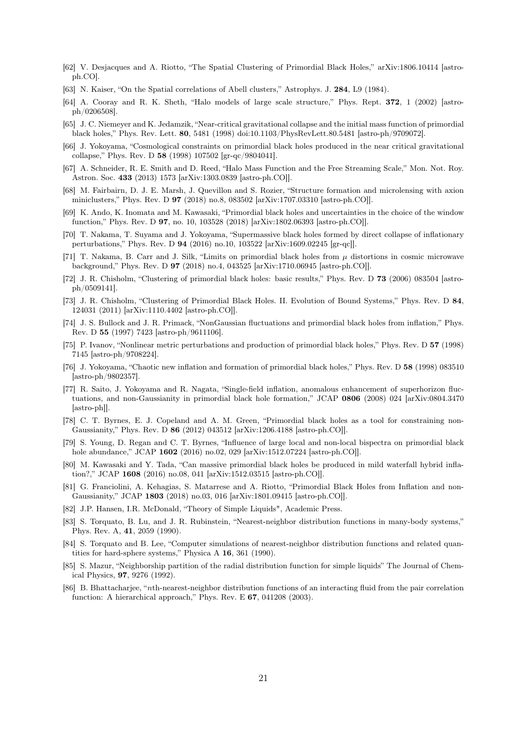[62] V. Desjacques and A. Riotto, "The Spatial Clustering of Primordial Black Holes," arXiv:1806.10414 [astro-ph.CO].

[63] N. Kaiser, "On the Spatial correlations of Abell clusters," Astrophys. J. **284**, L9 (1984).

[64] A. Cooray and R. K. Sheth, "Halo models of large scale structure," Phys. Rept. **372**, 1 (2002) [astro-ph/0206508].

[65] J. C. Niemeyer and K. Jedamzik, "Near-critical gravitational collapse and the initial mass function of primordial black holes," Phys. Rev. Lett. **80**, 5481 (1998) doi:10.1103/PhysRevLett.80.5481 [astro-ph/9709072].

[66] J. Yokoyama, "Cosmological constraints on primordial black holes produced in the near critical gravitational collapse," Phys. Rev. D **58** (1998) 107502 [gr-qc/9804041].

[67] A. Schneider, R. E. Smith and D. Reed, "Halo Mass Function and the Free Streaming Scale," Mon. Not. Roy. Astron. Soc. **433** (2013) 1573 [arXiv:1303.0839 [astro-ph.CO]].

[68] M. Fairbairn, D. J. E. Marsh, J. Quevillon and S. Rozier, "Structure formation and microlensing with axion miniclusters," Phys. Rev. D **97** (2018) no.8, 083502 [arXiv:1707.03310 [astro-ph.CO]].

[69] K. Ando, K. Inomata and M. Kawasaki, "Primordial black holes and uncertainties in the choice of the window function," Phys. Rev. D **97**, no. 10, 103528 (2018) [arXiv:1802.06393 [astro-ph.CO]].

[70] T. Nakama, T. Suyama and J. Yokoyama, "Supermassive black holes formed by direct collapse of inflationary perturbations," Phys. Rev. D **94** (2016) no.10, 103522 [arXiv:1609.02245 [gr-qc]].

[71] T. Nakama, B. Carr and J. Silk, "Limits on primordial black holes from $\mu$ distortions in cosmic microwave background," Phys. Rev. D **97** (2018) no.4, 043525 [arXiv:1710.06945 [astro-ph.CO]].

[72] J. R. Chisholm, "Clustering of primordial black holes: basic results," Phys. Rev. D **73** (2006) 083504 [astro-ph/0509141].

[73] J. R. Chisholm, "Clustering of Primordial Black Holes. II. Evolution of Bound Systems," Phys. Rev. D **84**, 124031 (2011) [arXiv:1110.4402 [astro-ph.CO]].

[74] J. S. Bullock and J. R. Primack, "NonGaussian fluctuations and primordial black holes from inflation," Phys. Rev. D **55** (1997) 7423 [astro-ph/9611106].

[75] P. Ivanov, "Nonlinear metric perturbations and production of primordial black holes," Phys. Rev. D **57** (1998) 7145 [astro-ph/9708224].

[76] J. Yokoyama, "Chaotic new inflation and formation of primordial black holes," Phys. Rev. D **58** (1998) 083510 [astro-ph/9802357].

[77] R. Saito, J. Yokoyama and R. Nagata, "Single-field inflation, anomalous enhancement of superhorizon fluctuations, and non-Gaussianity in primordial black hole formation," JCAP **0806** (2008) 024 [arXiv:0804.3470 [astro-ph]].

[78] C. T. Byrnes, E. J. Copeland and A. M. Green, "Primordial black holes as a tool for constraining non-Gaussianity," Phys. Rev. D **86** (2012) 043512 [arXiv:1206.4188 [astro-ph.CO]].

[79] S. Young, D. Regan and C. T. Byrnes, "Influence of large local and non-local bispectra on primordial black hole abundance," JCAP **1602** (2016) no.02, 029 [arXiv:1512.07224 [astro-ph.CO]].

[80] M. Kawasaki and Y. Tada, "Can massive primordial black holes be produced in mild waterfall hybrid inflation?," JCAP **1608** (2016) no.08, 041 [arXiv:1512.03515 [astro-ph.CO]].

[81] G. Franciolini, A. Kehagias, S. Matarrese and A. Riotto, "Primordial Black Holes from Inflation and non-Gaussianity," JCAP **1803** (2018) no.03, 016 [arXiv:1801.09415 [astro-ph.CO]].

[82] J.P. Hansen, I.R. McDonald, "Theory of Simple Liquids", Academic Press.

[83] S. Torquato, B. Lu, and J. R. Rubinstein, "Nearest-neighbor distribution functions in many-body systems," Phys. Rev. A, **41**, 2059 (1990).

[84] S. Torquato and B. Lee, "Computer simulations of nearest-neighbor distribution functions and related quantities for hard-sphere systems," Physica A **16**, 361 (1990).

[85] S. Mazur, "Neighborship partition of the radial distribution function for simple liquids" The Journal of Chemical Physics, **97**, 9276 (1992).

[86] B. Bhattacharjee, "$n$th-nearest-neighbor distribution functions of an interacting fluid from the pair correlation function: A hierarchical approach," Phys. Rev. E **67**, 041208 (2003).